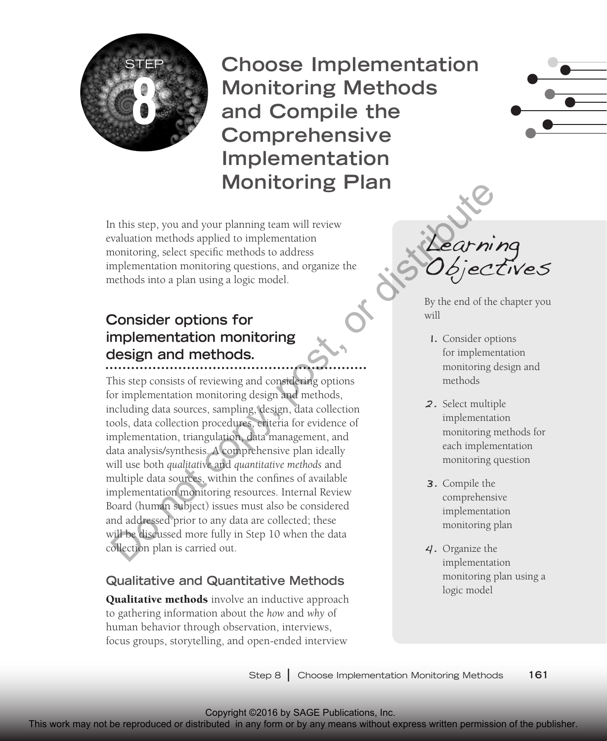# STEP 8 Choose Implementation Monitoring Methods and Compile the Comprehensive Implementation Monitoring Plan

In this step, you and your planning team will review evaluation methods applied to implementation monitoring, select specific methods to address implementation monitoring questions, and organize the methods into a plan using a logic model.

## Learning Objectives

By the end of the chapter you will

1. Consider options for implementation monitoring design and methods
2. Select multiple implementation monitoring methods for each implementation monitoring question
3. Compile the comprehensive implementation monitoring plan
4. Organize the implementation monitoring plan using a logic model

## Consider options for implementation monitoring design and methods.

This step consists of reviewing and considering options for implementation monitoring design and methods, including data sources, sampling, design, data collection tools, data collection procedures, criteria for evidence of implementation, triangulation, data management, and data analysis/synthesis. A comprehensive plan ideally will use both *qualitative* and *quantitative methods* and multiple data sources, within the confines of available implementation monitoring resources. Internal Review Board (human subject) issues must also be considered and addressed prior to any data are collected; these will be discussed more fully in Step 10 when the data collection plan is carried out.

### Qualitative and Quantitative Methods

**Qualitative methods** involve an inductive approach to gathering information about the *how* and *why* of human behavior through observation, interviews, focus groups, storytelling, and open-ended interview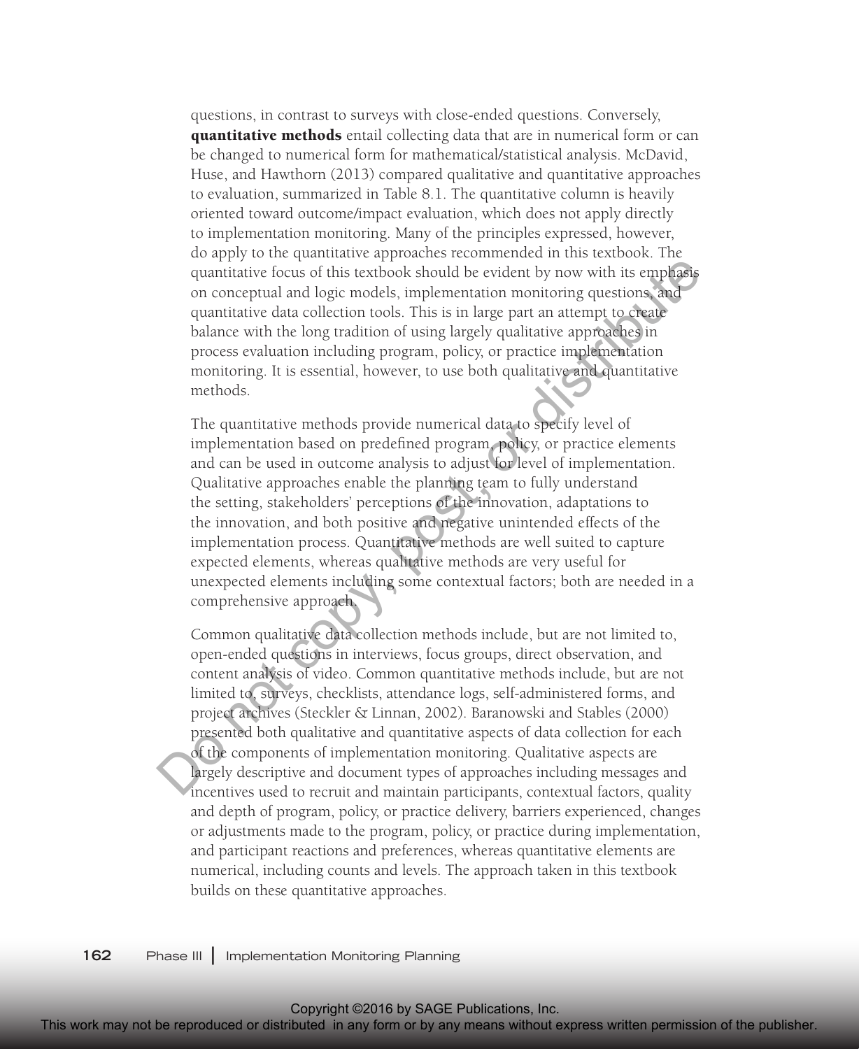questions, in contrast to surveys with close-ended questions. Conversely, **quantitative methods** entail collecting data that are in numerical form or can be changed to numerical form for mathematical/statistical analysis. McDavid, Huse, and Hawthorn (2013) compared qualitative and quantitative approaches to evaluation, summarized in Table 8.1. The quantitative column is heavily oriented toward outcome/impact evaluation, which does not apply directly to implementation monitoring. Many of the principles expressed, however, do apply to the quantitative approaches recommended in this textbook. The quantitative focus of this textbook should be evident by now with its emphasis on conceptual and logic models, implementation monitoring questions, and quantitative data collection tools. This is in large part an attempt to create balance with the long tradition of using largely qualitative approaches in process evaluation including program, policy, or practice implementation monitoring. It is essential, however, to use both qualitative and quantitative methods.

The quantitative methods provide numerical data to specify level of implementation based on predefined program, policy, or practice elements and can be used in outcome analysis to adjust for level of implementation. Qualitative approaches enable the planning team to fully understand the setting, stakeholders' perceptions of the innovation, adaptations to the innovation, and both positive and negative unintended effects of the implementation process. Quantitative methods are well suited to capture expected elements, whereas qualitative methods are very useful for unexpected elements including some contextual factors; both are needed in a comprehensive approach.

Common qualitative data collection methods include, but are not limited to, open-ended questions in interviews, focus groups, direct observation, and content analysis of video. Common quantitative methods include, but are not limited to, surveys, checklists, attendance logs, self-administered forms, and project archives (Steckler & Linnan, 2002). Baranowski and Stables (2000) presented both qualitative and quantitative aspects of data collection for each of the components of implementation monitoring. Qualitative aspects are largely descriptive and document types of approaches including messages and incentives used to recruit and maintain participants, contextual factors, quality and depth of program, policy, or practice delivery, barriers experienced, changes or adjustments made to the program, policy, or practice during implementation, and participant reactions and preferences, whereas quantitative elements are numerical, including counts and levels. The approach taken in this textbook builds on these quantitative approaches.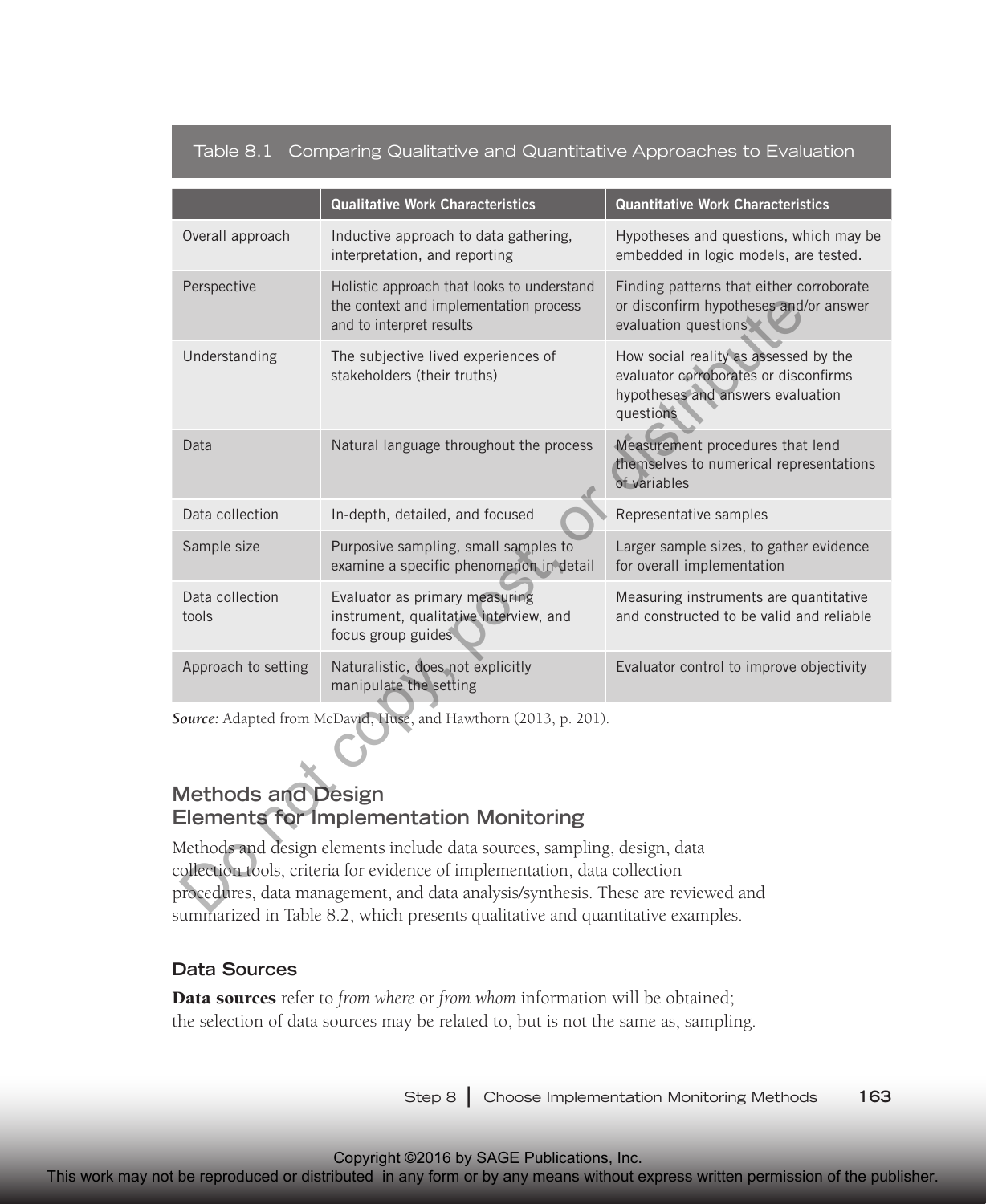Table 8.1 Comparing Qualitative and Quantitative Approaches to Evaluation

| | Qualitative Work Characteristics | Quantitative Work Characteristics |
|---|---|---|
| Overall approach | Inductive approach to data gathering, interpretation, and reporting | Hypotheses and questions, which may be embedded in logic models, are tested. |
| Perspective | Holistic approach that looks to understand the context and implementation process and to interpret results | Finding patterns that either corroborate or disconfirm hypotheses and/or answer evaluation questions |
| Understanding | The subjective lived experiences of stakeholders (their truths) | How social reality as assessed by the evaluator corroborates or disconfirms hypotheses and answers evaluation questions |
| Data | Natural language throughout the process | Measurement procedures that lend themselves to numerical representations of variables |
| Data collection | In-depth, detailed, and focused | Representative samples |
| Sample size | Purposive sampling, small samples to examine a specific phenomenon in detail | Larger sample sizes, to gather evidence for overall implementation |
| Data collection tools | Evaluator as primary measuring instrument, qualitative interview, and focus group guides | Measuring instruments are quantitative and constructed to be valid and reliable |
| Approach to setting | Naturalistic, does not explicitly manipulate the setting | Evaluator control to improve objectivity |

*Source:* Adapted from McDavid, Huse, and Hawthorn (2013, p. 201).

## Methods and Design Elements for Implementation Monitoring

Methods and design elements include data sources, sampling, design, data collection tools, criteria for evidence of implementation, data collection procedures, data management, and data analysis/synthesis. These are reviewed and summarized in Table 8.2, which presents qualitative and quantitative examples.

### Data Sources

**Data sources** refer to *from where* or *from whom* information will be obtained; the selection of data sources may be related to, but is not the same as, sampling.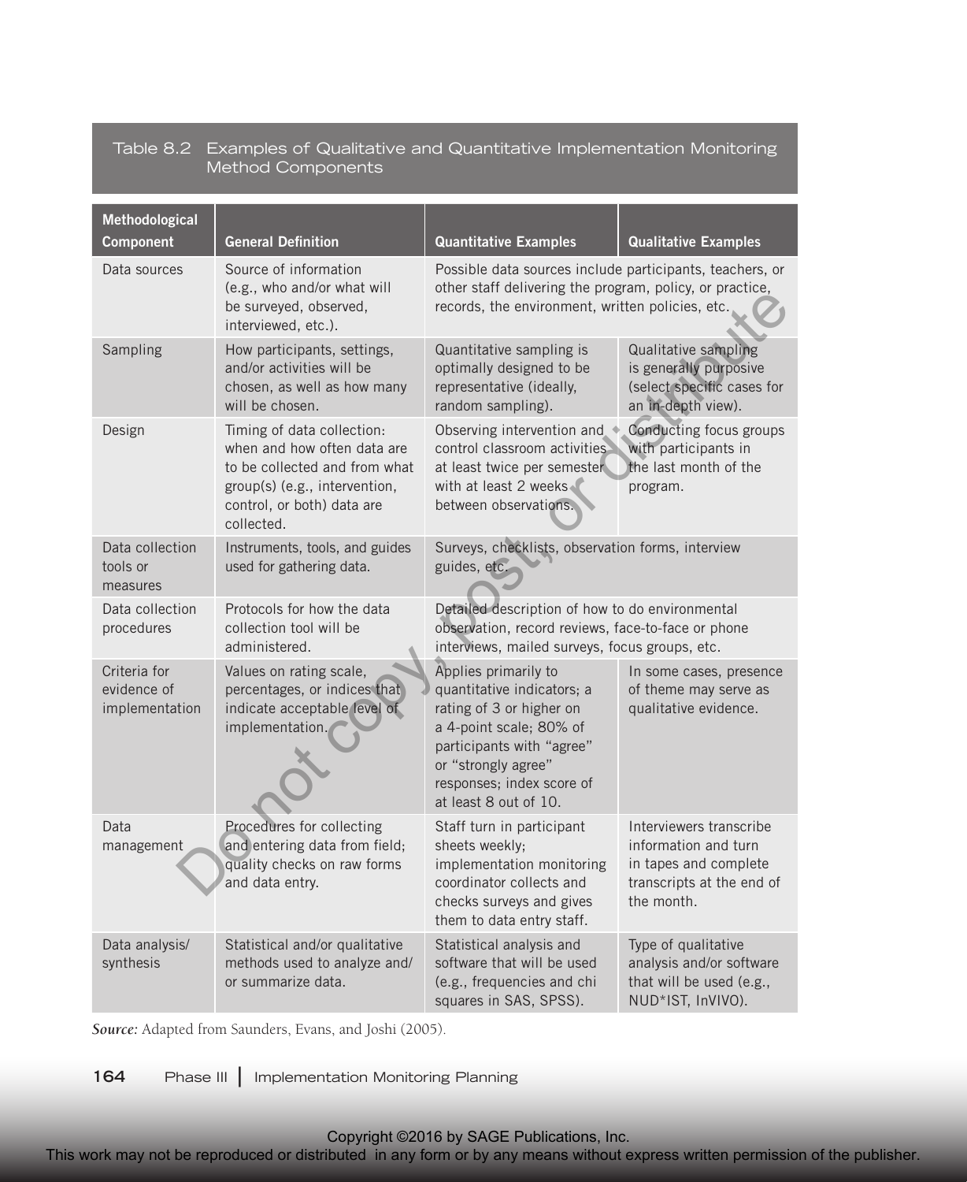Table 8.2 Examples of Qualitative and Quantitative Implementation Monitoring Method Components

| Methodological Component | General Definition | Quantitative Examples | Qualitative Examples |
|---|---|---|---|
| Data sources | Source of information (e.g., who and/or what will be surveyed, observed, interviewed, etc.). | Possible data sources include participants, teachers, or other staff delivering the program, policy, or practice, records, the environment, written policies, etc. | |
| Sampling | How participants, settings, and/or activities will be chosen, as well as how many will be chosen. | Quantitative sampling is optimally designed to be representative (ideally, random sampling). | Qualitative sampling is generally purposive (select specific cases for an in-depth view). |
| Design | Timing of data collection: when and how often data are to be collected and from what group(s) (e.g., intervention, control, or both) data are collected. | Observing intervention and control classroom activities at least twice per semester with at least 2 weeks between observations. | Conducting focus groups with participants in the last month of the program. |
| Data collection tools or measures | Instruments, tools, and guides used for gathering data. | Surveys, checklists, observation forms, interview guides, etc. | |
| Data collection procedures | Protocols for how the data collection tool will be administered. | Detailed description of how to do environmental observation, record reviews, face-to-face or phone interviews, mailed surveys, focus groups, etc. | |
| Criteria for evidence of implementation | Values on rating scale, percentages, or indices that indicate acceptable level of implementation. | Applies primarily to quantitative indicators; a rating of 3 or higher on a 4-point scale; 80% of participants with "agree" or "strongly agree" responses; index score of at least 8 out of 10. | In some cases, presence of theme may serve as qualitative evidence. |
| Data management | Procedures for collecting and entering data from field; quality checks on raw forms and data entry. | Staff turn in participant sheets weekly; implementation monitoring coordinator collects and checks surveys and gives them to data entry staff. | Interviewers transcribe information and turn in tapes and complete transcripts at the end of the month. |
| Data analysis/ synthesis | Statistical and/or qualitative methods used to analyze and/ or summarize data. | Statistical analysis and software that will be used (e.g., frequencies and chi squares in SAS, SPSS). | Type of qualitative analysis and/or software that will be used (e.g., NUD*IST, InVIVO). |

*Source:* Adapted from Saunders, Evans, and Joshi (2005).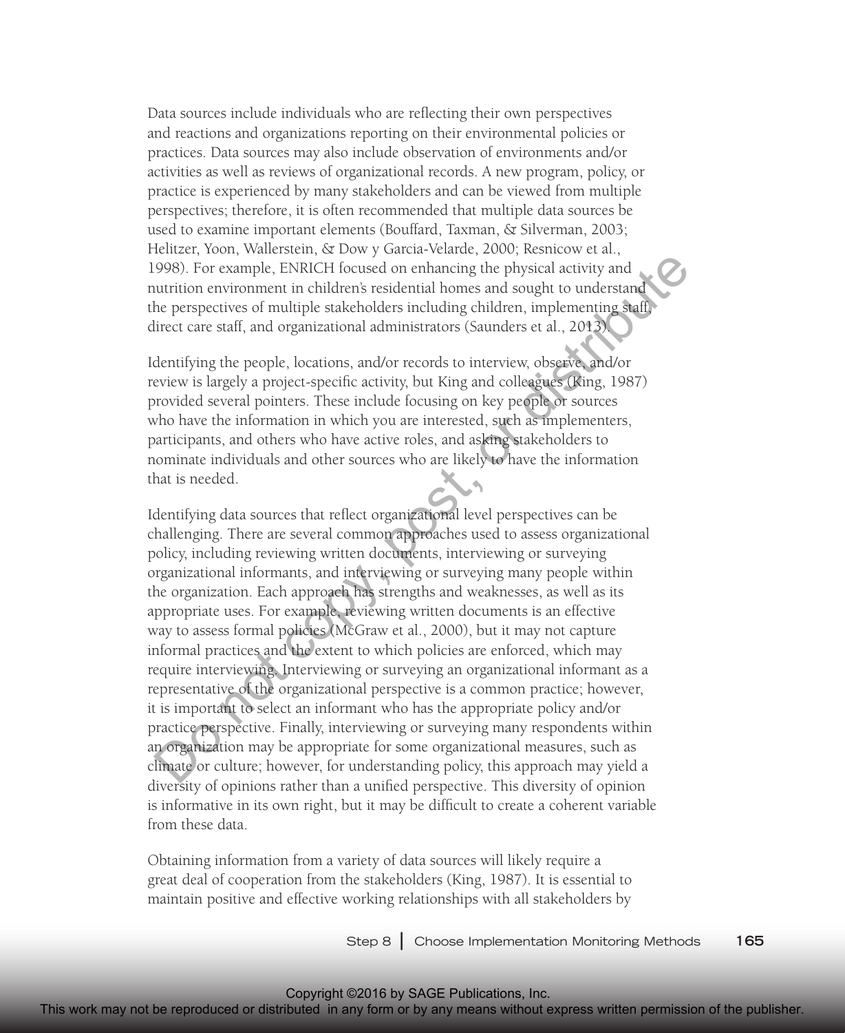Data sources include individuals who are reflecting their own perspectives and reactions and organizations reporting on their environmental policies or practices. Data sources may also include observation of environments and/or activities as well as reviews of organizational records. A new program, policy, or practice is experienced by many stakeholders and can be viewed from multiple perspectives; therefore, it is often recommended that multiple data sources be used to examine important elements (Bouffard, Taxman, & Silverman, 2003; Helitzer, Yoon, Wallerstein, & Dow y Garcia-Velarde, 2000; Resnicow et al., 1998). For example, ENRICH focused on enhancing the physical activity and nutrition environment in children's residential homes and sought to understand the perspectives of multiple stakeholders including children, implementing staff, direct care staff, and organizational administrators (Saunders et al., 2013).

Identifying the people, locations, and/or records to interview, observe, and/or review is largely a project-specific activity, but King and colleagues (King, 1987) provided several pointers. These include focusing on key people or sources who have the information in which you are interested, such as implementers, participants, and others who have active roles, and asking stakeholders to nominate individuals and other sources who are likely to have the information that is needed.

Identifying data sources that reflect organizational level perspectives can be challenging. There are several common approaches used to assess organizational policy, including reviewing written documents, interviewing or surveying organizational informants, and interviewing or surveying many people within the organization. Each approach has strengths and weaknesses, as well as its appropriate uses. For example, reviewing written documents is an effective way to assess formal policies (McGraw et al., 2000), but it may not capture informal practices and the extent to which policies are enforced, which may require interviewing. Interviewing or surveying an organizational informant as a representative of the organizational perspective is a common practice; however, it is important to select an informant who has the appropriate policy and/or practice perspective. Finally, interviewing or surveying many respondents within an organization may be appropriate for some organizational measures, such as climate or culture; however, for understanding policy, this approach may yield a diversity of opinions rather than a unified perspective. This diversity of opinion is informative in its own right, but it may be difficult to create a coherent variable from these data.

Obtaining information from a variety of data sources will likely require a great deal of cooperation from the stakeholders (King, 1987). It is essential to maintain positive and effective working relationships with all stakeholders by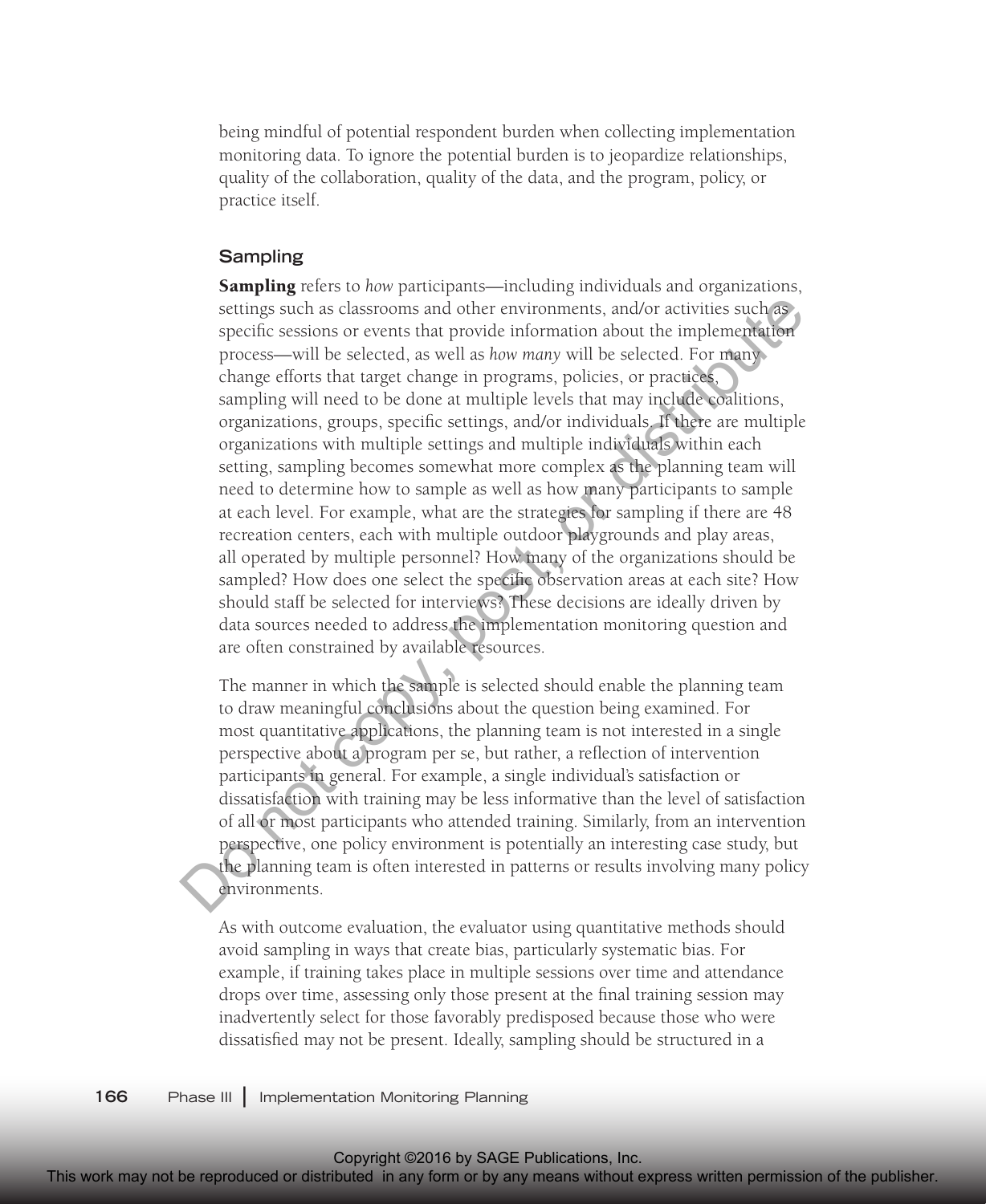being mindful of potential respondent burden when collecting implementation monitoring data. To ignore the potential burden is to jeopardize relationships, quality of the collaboration, quality of the data, and the program, policy, or practice itself.

### Sampling

**Sampling** refers to *how* participants—including individuals and organizations, settings such as classrooms and other environments, and/or activities such as specific sessions or events that provide information about the implementation process—will be selected, as well as *how many* will be selected. For many change efforts that target change in programs, policies, or practices, sampling will need to be done at multiple levels that may include coalitions, organizations, groups, specific settings, and/or individuals. If there are multiple organizations with multiple settings and multiple individuals within each setting, sampling becomes somewhat more complex as the planning team will need to determine how to sample as well as how many participants to sample at each level. For example, what are the strategies for sampling if there are 48 recreation centers, each with multiple outdoor playgrounds and play areas, all operated by multiple personnel? How many of the organizations should be sampled? How does one select the specific observation areas at each site? How should staff be selected for interviews? These decisions are ideally driven by data sources needed to address the implementation monitoring question and are often constrained by available resources.

The manner in which the sample is selected should enable the planning team to draw meaningful conclusions about the question being examined. For most quantitative applications, the planning team is not interested in a single perspective about a program per se, but rather, a reflection of intervention participants in general. For example, a single individual's satisfaction or dissatisfaction with training may be less informative than the level of satisfaction of all or most participants who attended training. Similarly, from an intervention perspective, one policy environment is potentially an interesting case study, but the planning team is often interested in patterns or results involving many policy environments.

As with outcome evaluation, the evaluator using quantitative methods should avoid sampling in ways that create bias, particularly systematic bias. For example, if training takes place in multiple sessions over time and attendance drops over time, assessing only those present at the final training session may inadvertently select for those favorably predisposed because those who were dissatisfied may not be present. Ideally, sampling should be structured in a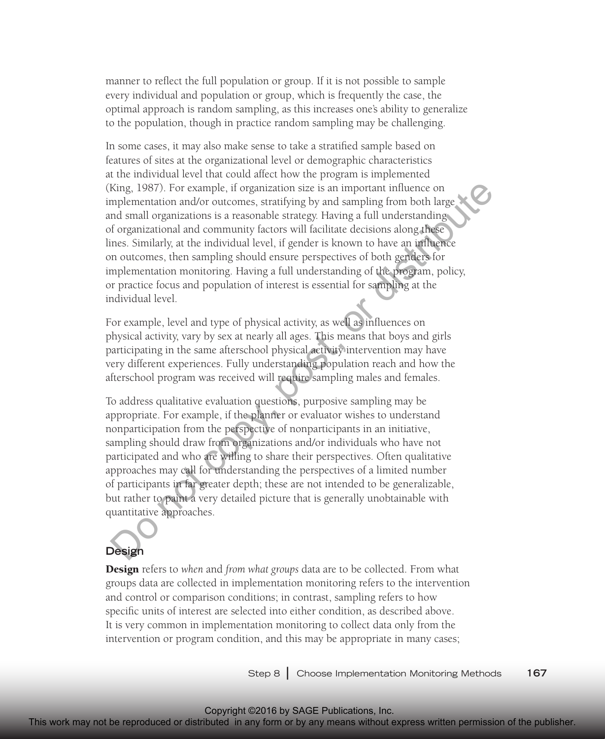manner to reflect the full population or group. If it is not possible to sample every individual and population or group, which is frequently the case, the optimal approach is random sampling, as this increases one's ability to generalize to the population, though in practice random sampling may be challenging.

In some cases, it may also make sense to take a stratified sample based on features of sites at the organizational level or demographic characteristics at the individual level that could affect how the program is implemented (King, 1987). For example, if organization size is an important influence on implementation and/or outcomes, stratifying by and sampling from both large and small organizations is a reasonable strategy. Having a full understanding of organizational and community factors will facilitate decisions along these lines. Similarly, at the individual level, if gender is known to have an influence on outcomes, then sampling should ensure perspectives of both genders for implementation monitoring. Having a full understanding of the program, policy, or practice focus and population of interest is essential for sampling at the individual level.

For example, level and type of physical activity, as well as influences on physical activity, vary by sex at nearly all ages. This means that boys and girls participating in the same afterschool physical activity intervention may have very different experiences. Fully understanding population reach and how the afterschool program was received will require sampling males and females.

To address qualitative evaluation questions, purposive sampling may be appropriate. For example, if the planner or evaluator wishes to understand nonparticipation from the perspective of nonparticipants in an initiative, sampling should draw from organizations and/or individuals who have not participated and who are willing to share their perspectives. Often qualitative approaches may call for understanding the perspectives of a limited number of participants in far greater depth; these are not intended to be generalizable, but rather to paint a very detailed picture that is generally unobtainable with quantitative approaches.

### Design

**Design** refers to *when* and *from what groups* data are to be collected. From what groups data are collected in implementation monitoring refers to the intervention and control or comparison conditions; in contrast, sampling refers to how specific units of interest are selected into either condition, as described above. It is very common in implementation monitoring to collect data only from the intervention or program condition, and this may be appropriate in many cases;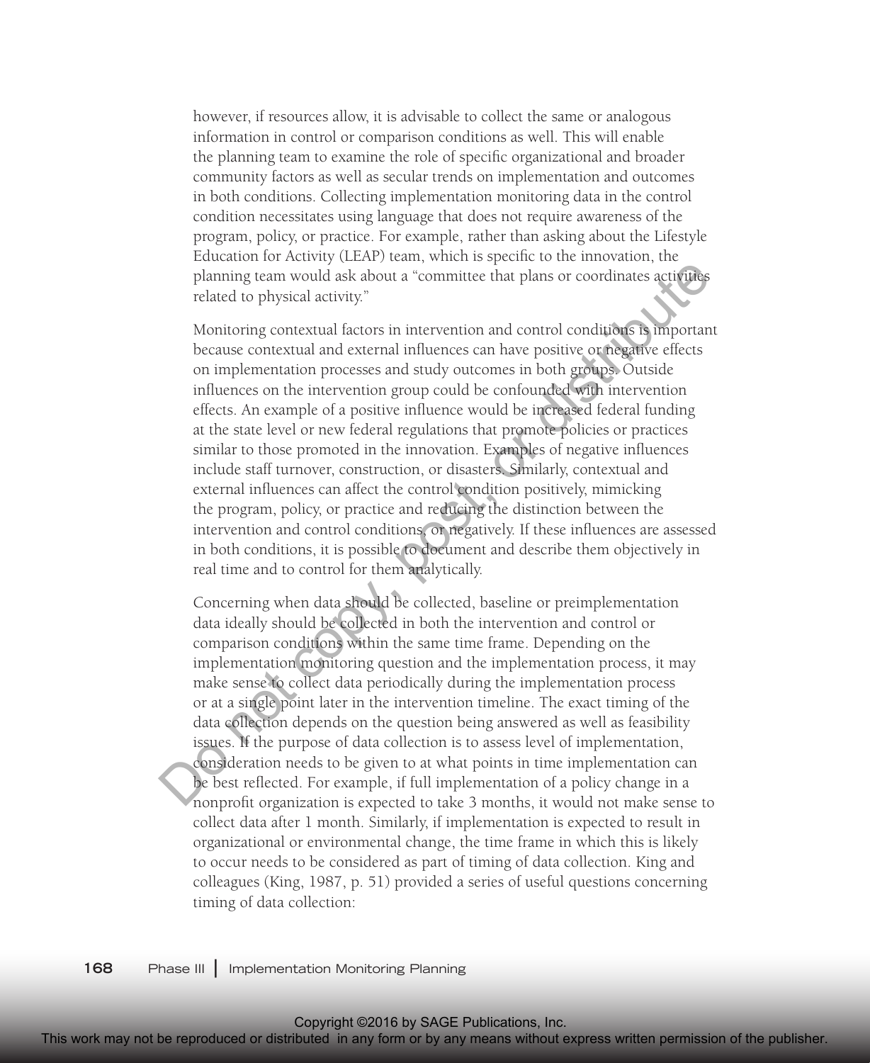however, if resources allow, it is advisable to collect the same or analogous information in control or comparison conditions as well. This will enable the planning team to examine the role of specific organizational and broader community factors as well as secular trends on implementation and outcomes in both conditions. Collecting implementation monitoring data in the control condition necessitates using language that does not require awareness of the program, policy, or practice. For example, rather than asking about the Lifestyle Education for Activity (LEAP) team, which is specific to the innovation, the planning team would ask about a "committee that plans or coordinates activities related to physical activity."

Monitoring contextual factors in intervention and control conditions is important because contextual and external influences can have positive or negative effects on implementation processes and study outcomes in both groups. Outside influences on the intervention group could be confounded with intervention effects. An example of a positive influence would be increased federal funding at the state level or new federal regulations that promote policies or practices similar to those promoted in the innovation. Examples of negative influences include staff turnover, construction, or disasters. Similarly, contextual and external influences can affect the control condition positively, mimicking the program, policy, or practice and reducing the distinction between the intervention and control conditions, or negatively. If these influences are assessed in both conditions, it is possible to document and describe them objectively in real time and to control for them analytically.

Concerning when data should be collected, baseline or preimplementation data ideally should be collected in both the intervention and control or comparison conditions within the same time frame. Depending on the implementation monitoring question and the implementation process, it may make sense to collect data periodically during the implementation process or at a single point later in the intervention timeline. The exact timing of the data collection depends on the question being answered as well as feasibility issues. If the purpose of data collection is to assess level of implementation, consideration needs to be given to at what points in time implementation can be best reflected. For example, if full implementation of a policy change in a nonprofit organization is expected to take 3 months, it would not make sense to collect data after 1 month. Similarly, if implementation is expected to result in organizational or environmental change, the time frame in which this is likely to occur needs to be considered as part of timing of data collection. King and colleagues (King, 1987, p. 51) provided a series of useful questions concerning timing of data collection: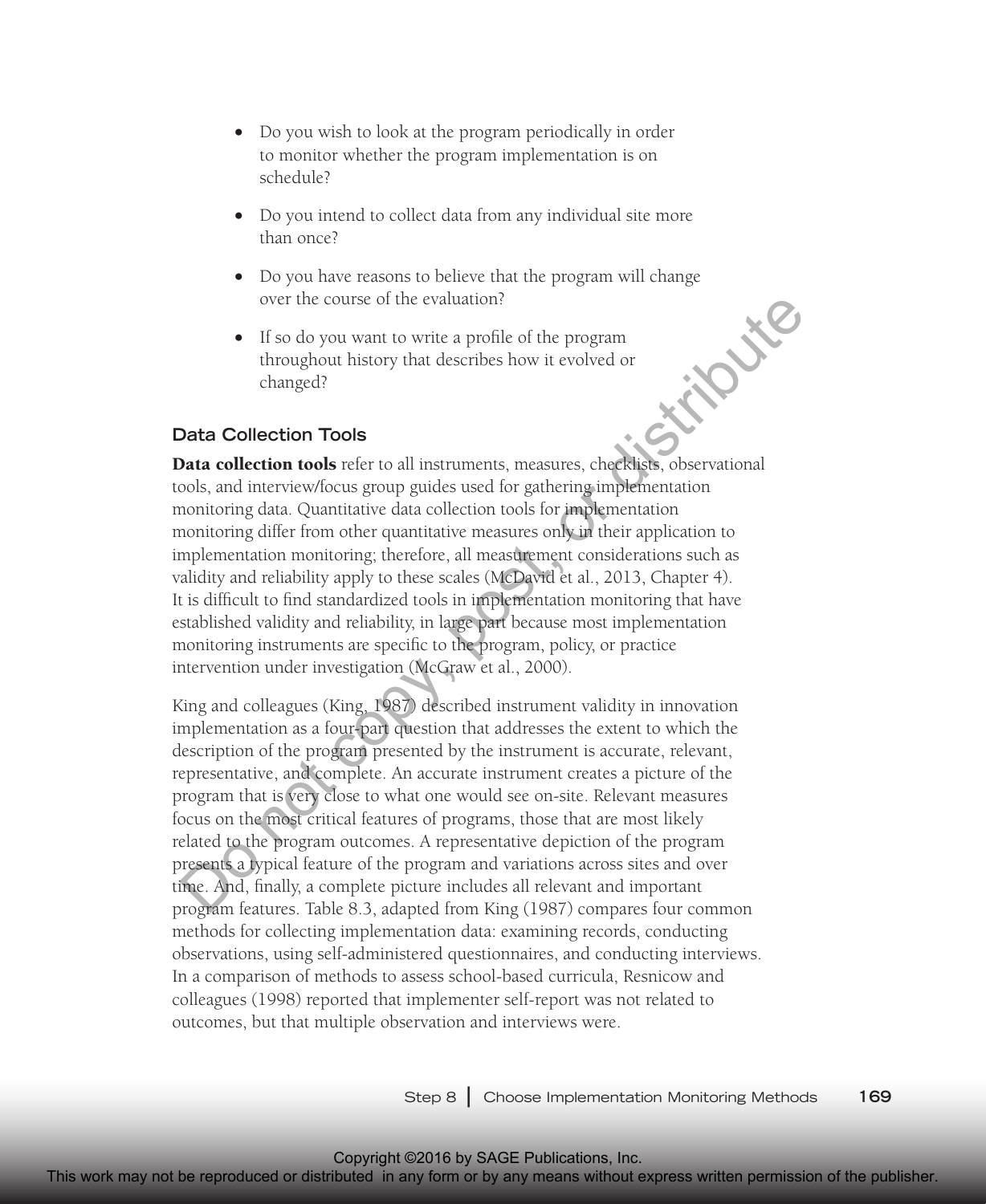- Do you wish to look at the program periodically in order to monitor whether the program implementation is on schedule?
- Do you intend to collect data from any individual site more than once?
- Do you have reasons to believe that the program will change over the course of the evaluation?
- If so do you want to write a profile of the program throughout history that describes how it evolved or changed?

### Data Collection Tools

**Data collection tools** refer to all instruments, measures, checklists, observational tools, and interview/focus group guides used for gathering implementation monitoring data. Quantitative data collection tools for implementation monitoring differ from other quantitative measures only in their application to implementation monitoring; therefore, all measurement considerations such as validity and reliability apply to these scales (McDavid et al., 2013, Chapter 4). It is difficult to find standardized tools in implementation monitoring that have established validity and reliability, in large part because most implementation monitoring instruments are specific to the program, policy, or practice intervention under investigation (McGraw et al., 2000).

King and colleagues (King, 1987) described instrument validity in innovation implementation as a four-part question that addresses the extent to which the description of the program presented by the instrument is accurate, relevant, representative, and complete. An accurate instrument creates a picture of the program that is very close to what one would see on-site. Relevant measures focus on the most critical features of programs, those that are most likely related to the program outcomes. A representative depiction of the program presents a typical feature of the program and variations across sites and over time. And, finally, a complete picture includes all relevant and important program features. Table 8.3, adapted from King (1987) compares four common methods for collecting implementation data: examining records, conducting observations, using self-administered questionnaires, and conducting interviews. In a comparison of methods to assess school-based curricula, Resnicow and colleagues (1998) reported that implementer self-report was not related to outcomes, but that multiple observation and interviews were.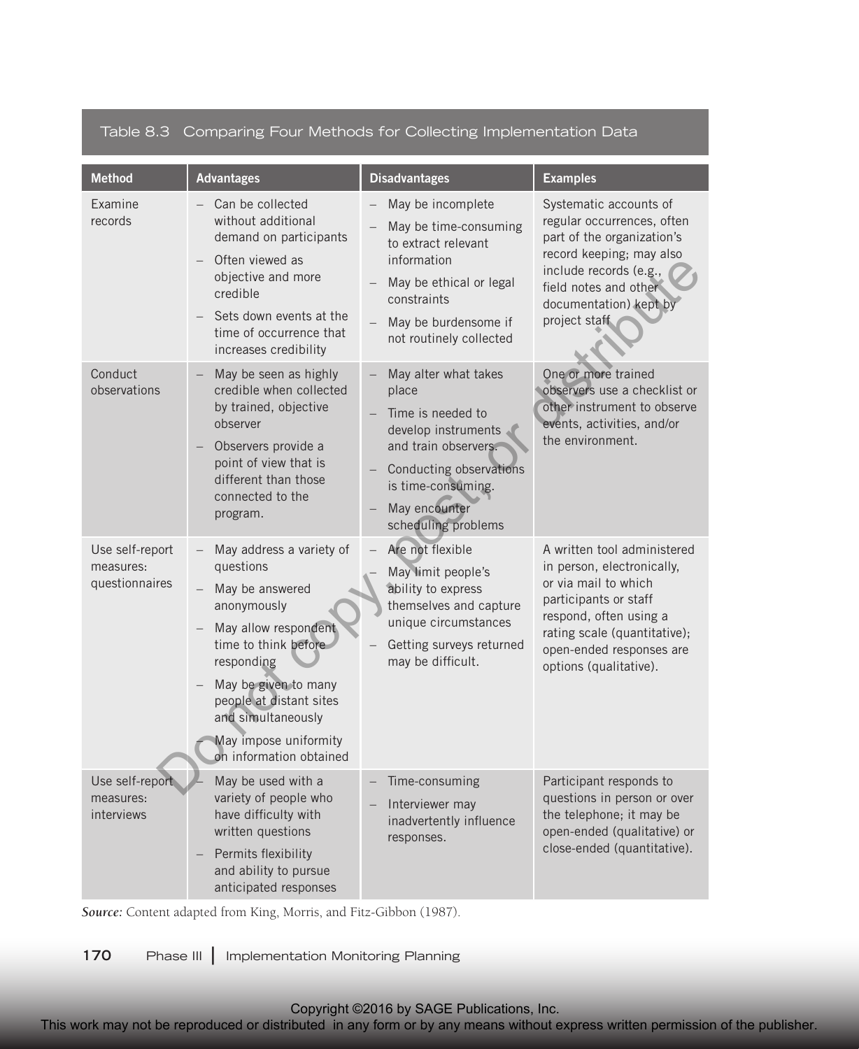Table 8.3 Comparing Four Methods for Collecting Implementation Data

| Method | Advantages | Disadvantages | Examples |
| --- | --- | --- | --- |
| Examine records | – Can be collected without additional demand on participants<br>– Often viewed as objective and more credible<br>– Sets down events at the time of occurrence that increases credibility | – May be incomplete<br>– May be time-consuming to extract relevant information<br>– May be ethical or legal constraints<br>– May be burdensome if not routinely collected | Systematic accounts of regular occurrences, often part of the organization's record keeping; may also include records (e.g., field notes and other documentation) kept by project staff |
| Conduct observations | – May be seen as highly credible when collected by trained, objective observer<br>– Observers provide a point of view that is different than those connected to the program. | – May alter what takes place<br>– Time is needed to develop instruments and train observers.<br>– Conducting observations is time-consuming.<br>– May encounter scheduling problems | One or more trained observers use a checklist or other instrument to observe events, activities, and/or the environment. |
| Use self-report measures: questionnaires | – May address a variety of questions<br>– May be answered anonymously<br>– May allow respondent time to think before responding<br>– May be given to many people at distant sites and simultaneously<br>– May impose uniformity on information obtained | – Are not flexible<br>– May limit people's ability to express themselves and capture unique circumstances<br>– Getting surveys returned may be difficult. | A written tool administered in person, electronically, or via mail to which participants or staff respond, often using a rating scale (quantitative); open-ended responses are options (qualitative). |
| Use self-report measures: interviews | – May be used with a variety of people who have difficulty with written questions<br>– Permits flexibility and ability to pursue anticipated responses | – Time-consuming<br>– Interviewer may inadvertently influence responses. | Participant responds to questions in person or over the telephone; it may be open-ended (qualitative) or close-ended (quantitative). |

*Source:* Content adapted from King, Morris, and Fitz-Gibbon (1987).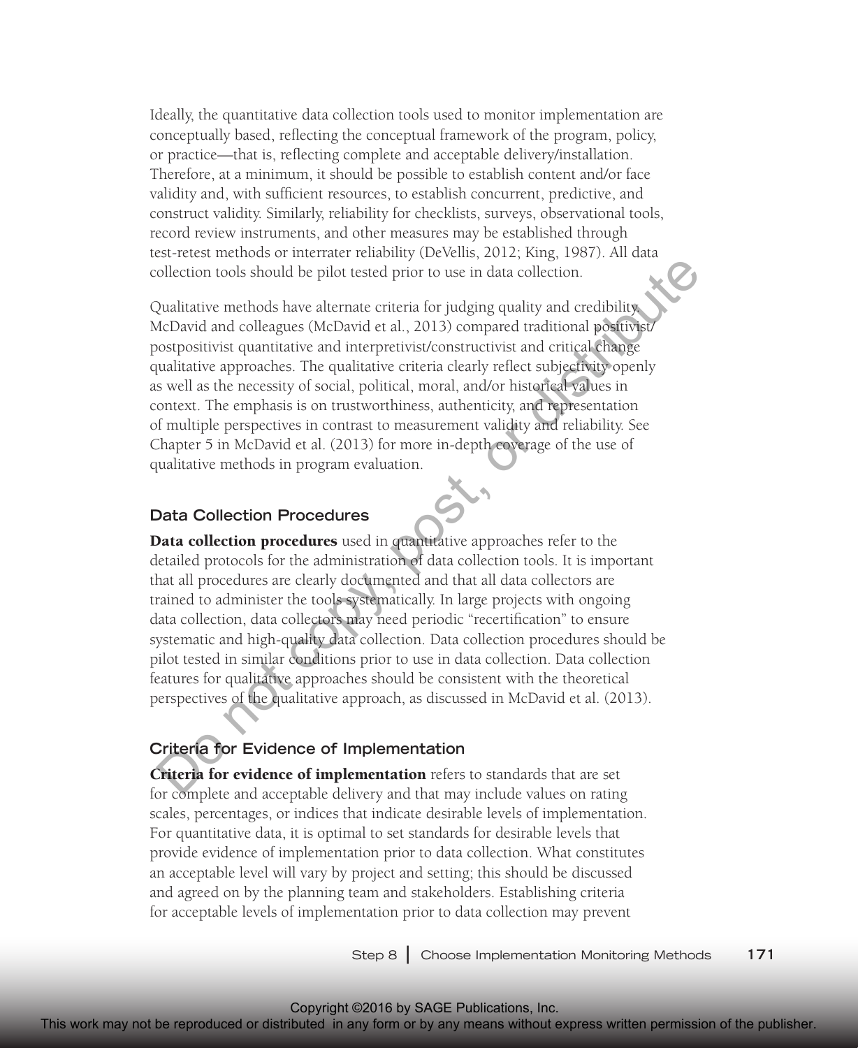Ideally, the quantitative data collection tools used to monitor implementation are conceptually based, reflecting the conceptual framework of the program, policy, or practice—that is, reflecting complete and acceptable delivery/installation. Therefore, at a minimum, it should be possible to establish content and/or face validity and, with sufficient resources, to establish concurrent, predictive, and construct validity. Similarly, reliability for checklists, surveys, observational tools, record review instruments, and other measures may be established through test-retest methods or interrater reliability (DeVellis, 2012; King, 1987). All data collection tools should be pilot tested prior to use in data collection.

Qualitative methods have alternate criteria for judging quality and credibility. McDavid and colleagues (McDavid et al., 2013) compared traditional positivist/postpositivist quantitative and interpretivist/constructivist and critical change qualitative approaches. The qualitative criteria clearly reflect subjectivity openly as well as the necessity of social, political, moral, and/or historical values in context. The emphasis is on trustworthiness, authenticity, and representation of multiple perspectives in contrast to measurement validity and reliability. See Chapter 5 in McDavid et al. (2013) for more in-depth coverage of the use of qualitative methods in program evaluation.

### Data Collection Procedures

**Data collection procedures** used in quantitative approaches refer to the detailed protocols for the administration of data collection tools. It is important that all procedures are clearly documented and that all data collectors are trained to administer the tools systematically. In large projects with ongoing data collection, data collectors may need periodic "recertification" to ensure systematic and high-quality data collection. Data collection procedures should be pilot tested in similar conditions prior to use in data collection. Data collection features for qualitative approaches should be consistent with the theoretical perspectives of the qualitative approach, as discussed in McDavid et al. (2013).

### Criteria for Evidence of Implementation

**Criteria for evidence of implementation** refers to standards that are set for complete and acceptable delivery and that may include values on rating scales, percentages, or indices that indicate desirable levels of implementation. For quantitative data, it is optimal to set standards for desirable levels that provide evidence of implementation prior to data collection. What constitutes an acceptable level will vary by project and setting; this should be discussed and agreed on by the planning team and stakeholders. Establishing criteria for acceptable levels of implementation prior to data collection may prevent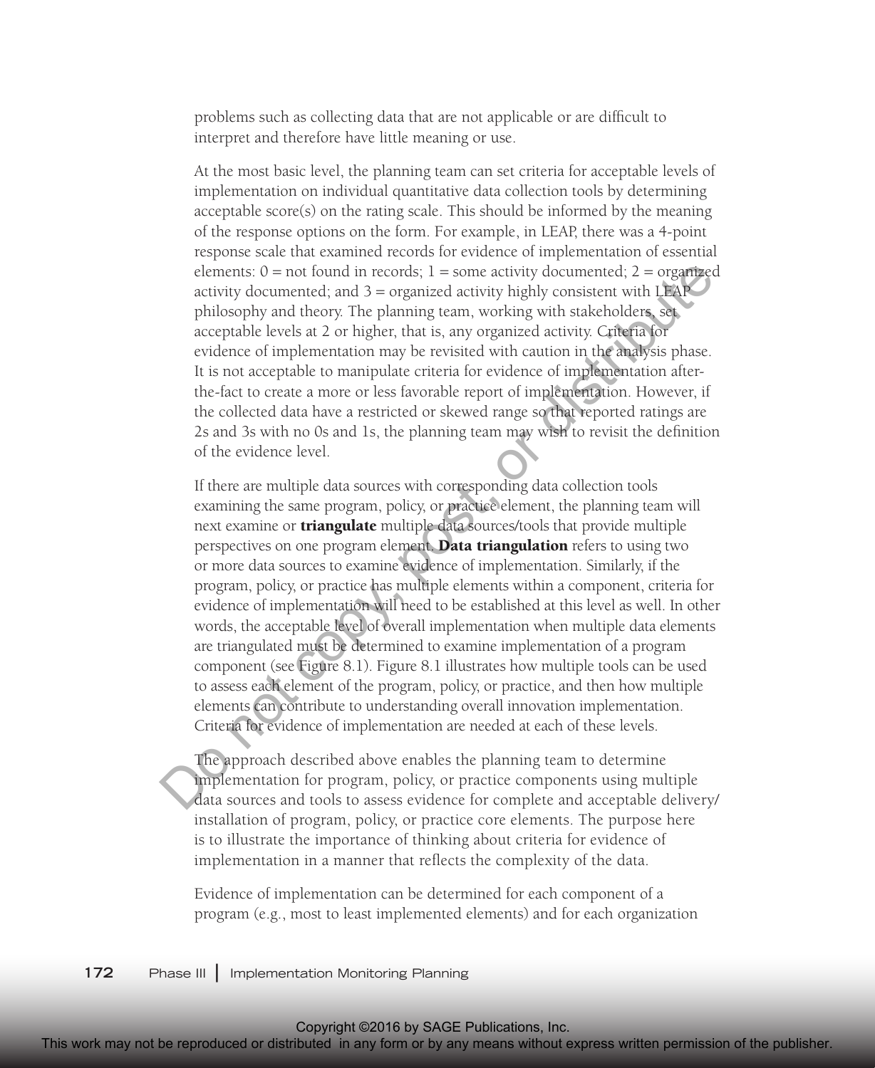problems such as collecting data that are not applicable or are difficult to interpret and therefore have little meaning or use.

At the most basic level, the planning team can set criteria for acceptable levels of implementation on individual quantitative data collection tools by determining acceptable score(s) on the rating scale. This should be informed by the meaning of the response options on the form. For example, in LEAP, there was a 4-point response scale that examined records for evidence of implementation of essential elements: 0 = not found in records; 1 = some activity documented; 2 = organized activity documented; and 3 = organized activity highly consistent with LEAP philosophy and theory. The planning team, working with stakeholders, set acceptable levels at 2 or higher, that is, any organized activity. Criteria for evidence of implementation may be revisited with caution in the analysis phase. It is not acceptable to manipulate criteria for evidence of implementation after-the-fact to create a more or less favorable report of implementation. However, if the collected data have a restricted or skewed range so that reported ratings are 2s and 3s with no 0s and 1s, the planning team may wish to revisit the definition of the evidence level.

If there are multiple data sources with corresponding data collection tools examining the same program, policy, or practice element, the planning team will next examine or **triangulate** multiple data sources/tools that provide multiple perspectives on one program element. **Data triangulation** refers to using two or more data sources to examine evidence of implementation. Similarly, if the program, policy, or practice has multiple elements within a component, criteria for evidence of implementation will need to be established at this level as well. In other words, the acceptable level of overall implementation when multiple data elements are triangulated must be determined to examine implementation of a program component (see Figure 8.1). Figure 8.1 illustrates how multiple tools can be used to assess each element of the program, policy, or practice, and then how multiple elements can contribute to understanding overall innovation implementation. Criteria for evidence of implementation are needed at each of these levels.

The approach described above enables the planning team to determine implementation for program, policy, or practice components using multiple data sources and tools to assess evidence for complete and acceptable delivery/installation of program, policy, or practice core elements. The purpose here is to illustrate the importance of thinking about criteria for evidence of implementation in a manner that reflects the complexity of the data.

Evidence of implementation can be determined for each component of a program (e.g., most to least implemented elements) and for each organization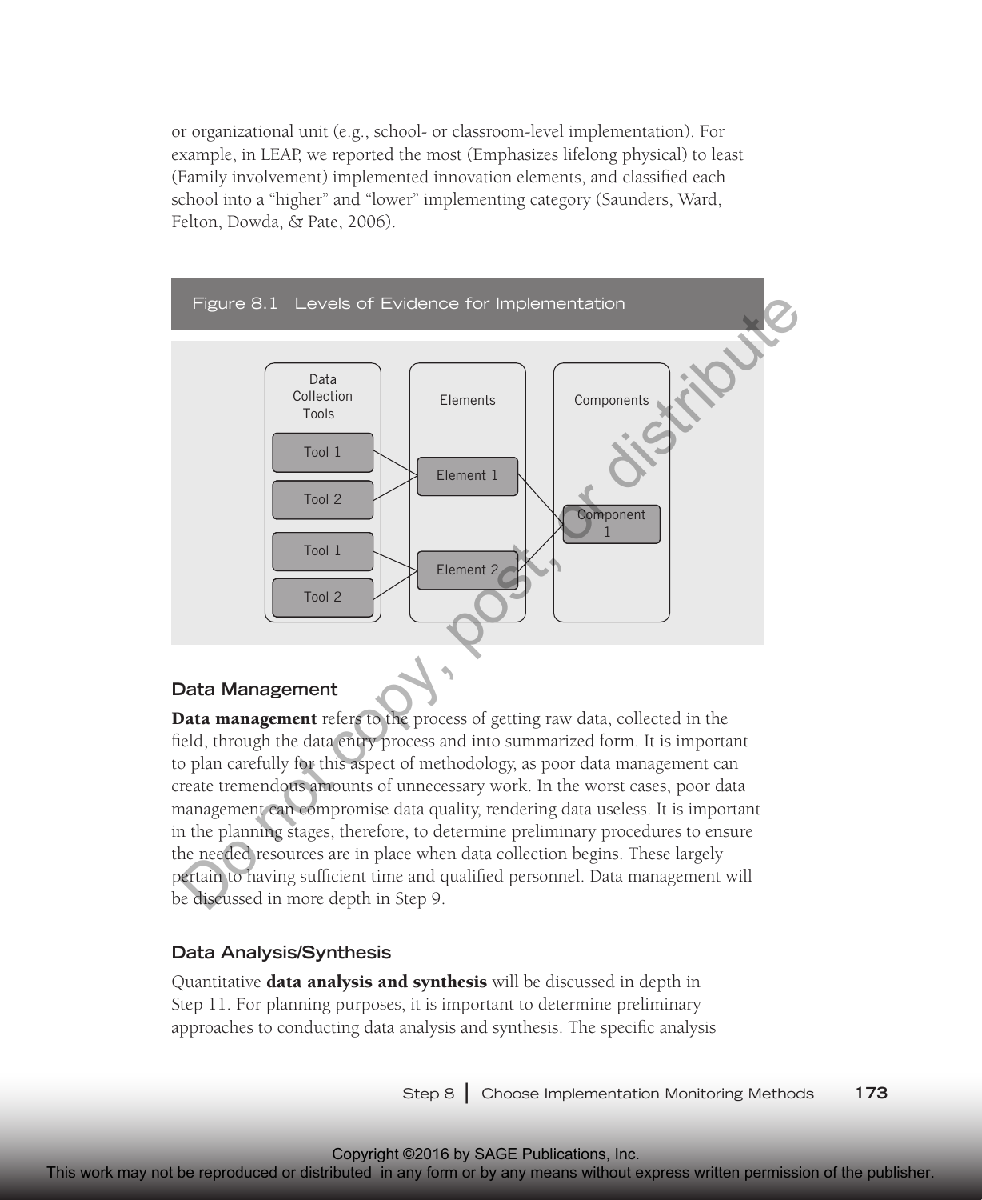or organizational unit (e.g., school- or classroom-level implementation). For example, in LEAP, we reported the most (Emphasizes lifelong physical) to least (Family involvement) implemented innovation elements, and classified each school into a "higher" and "lower" implementing category (Saunders, Ward, Felton, Dowda, & Pate, 2006).

Figure 8.1 Levels of Evidence for Implementation

Data Collection Tools | Elements | Components

Tool 1, Tool 2 → Element 1 → Component 1

Tool 1, Tool 2 → Element 2 → Component 1

### Data Management

**Data management** refers to the process of getting raw data, collected in the field, through the data entry process and into summarized form. It is important to plan carefully for this aspect of methodology, as poor data management can create tremendous amounts of unnecessary work. In the worst cases, poor data management can compromise data quality, rendering data useless. It is important in the planning stages, therefore, to determine preliminary procedures to ensure the needed resources are in place when data collection begins. These largely pertain to having sufficient time and qualified personnel. Data management will be discussed in more depth in Step 9.

### Data Analysis/Synthesis

Quantitative **data analysis and synthesis** will be discussed in depth in Step 11. For planning purposes, it is important to determine preliminary approaches to conducting data analysis and synthesis. The specific analysis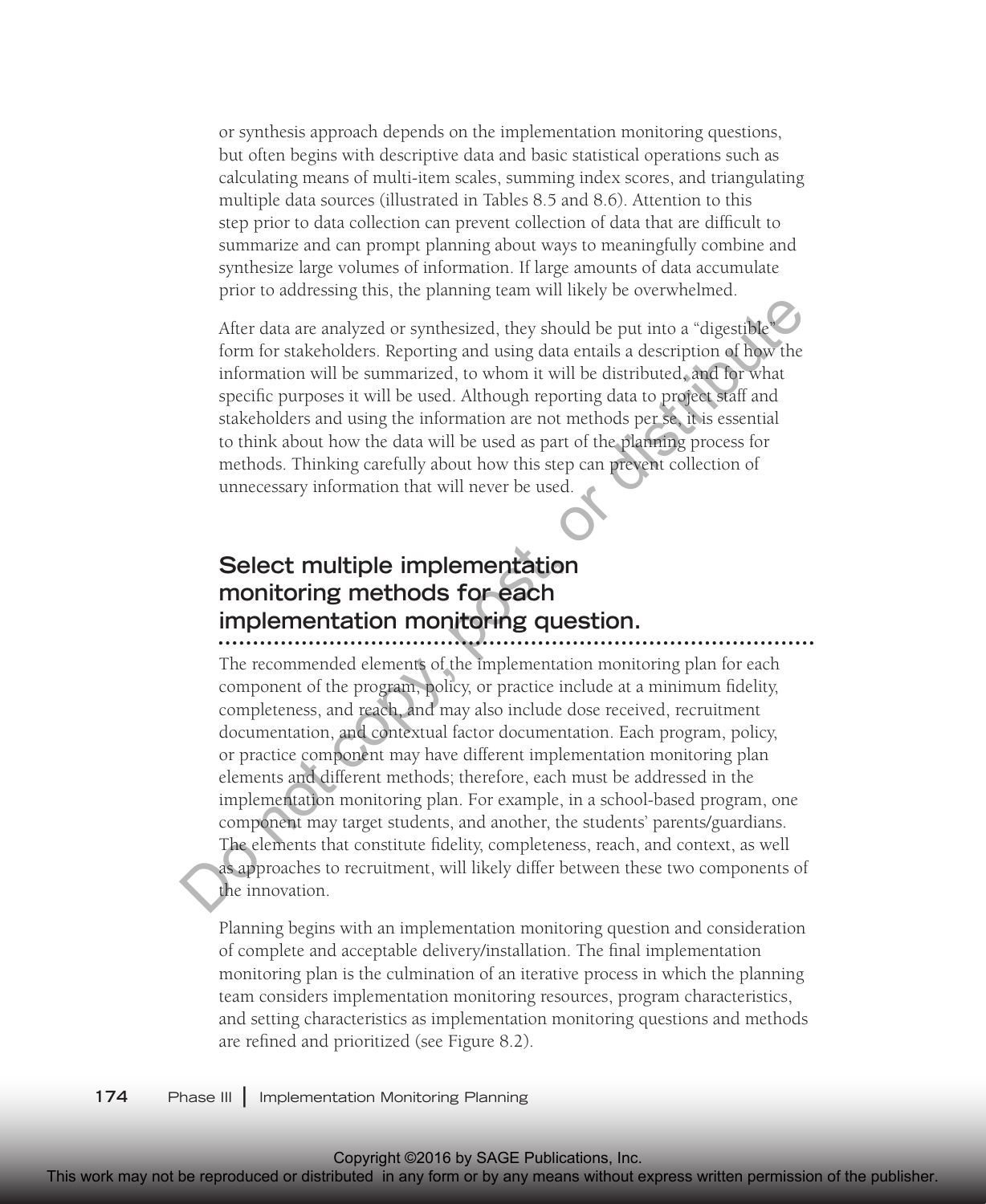or synthesis approach depends on the implementation monitoring questions, but often begins with descriptive data and basic statistical operations such as calculating means of multi-item scales, summing index scores, and triangulating multiple data sources (illustrated in Tables 8.5 and 8.6). Attention to this step prior to data collection can prevent collection of data that are difficult to summarize and can prompt planning about ways to meaningfully combine and synthesize large volumes of information. If large amounts of data accumulate prior to addressing this, the planning team will likely be overwhelmed.

After data are analyzed or synthesized, they should be put into a "digestible" form for stakeholders. Reporting and using data entails a description of how the information will be summarized, to whom it will be distributed, and for what specific purposes it will be used. Although reporting data to project staff and stakeholders and using the information are not methods per se, it is essential to think about how the data will be used as part of the planning process for methods. Thinking carefully about how this step can prevent collection of unnecessary information that will never be used.

## Select multiple implementation monitoring methods for each implementation monitoring question.

The recommended elements of the implementation monitoring plan for each component of the program, policy, or practice include at a minimum fidelity, completeness, and reach, and may also include dose received, recruitment documentation, and contextual factor documentation. Each program, policy, or practice component may have different implementation monitoring plan elements and different methods; therefore, each must be addressed in the implementation monitoring plan. For example, in a school-based program, one component may target students, and another, the students' parents/guardians. The elements that constitute fidelity, completeness, reach, and context, as well as approaches to recruitment, will likely differ between these two components of the innovation.

Planning begins with an implementation monitoring question and consideration of complete and acceptable delivery/installation. The final implementation monitoring plan is the culmination of an iterative process in which the planning team considers implementation monitoring resources, program characteristics, and setting characteristics as implementation monitoring questions and methods are refined and prioritized (see Figure 8.2).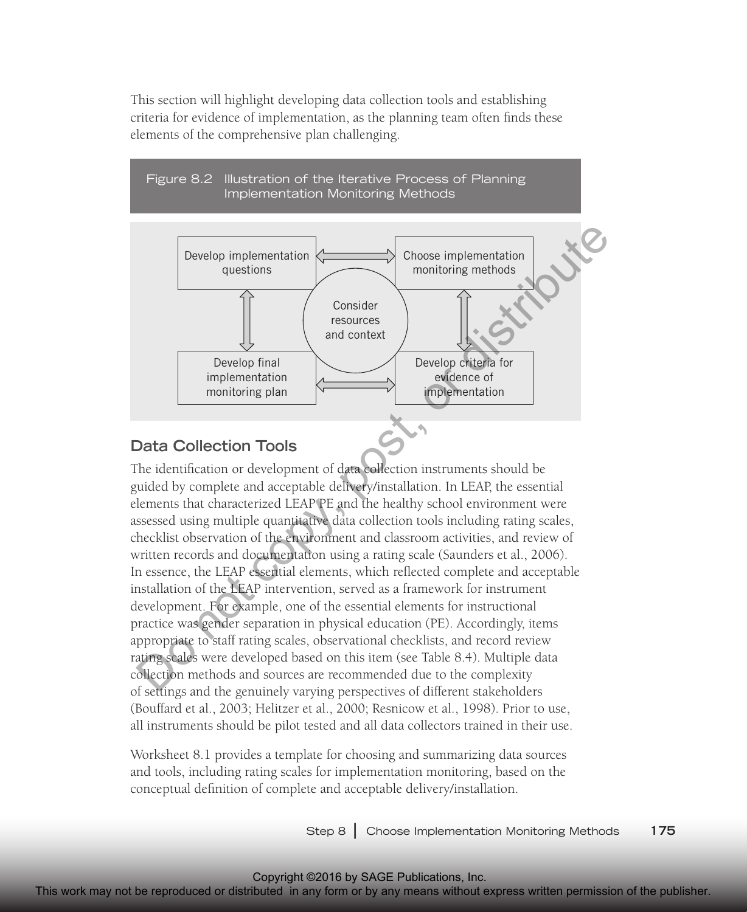This section will highlight developing data collection tools and establishing criteria for evidence of implementation, as the planning team often finds these elements of the comprehensive plan challenging.

Figure 8.2 Illustration of the Iterative Process of Planning Implementation Monitoring Methods

Develop implementation questions

Choose implementation monitoring methods

Consider resources and context

Develop final implementation monitoring plan

Develop criteria for evidence of implementation

## Data Collection Tools

The identification or development of data collection instruments should be guided by complete and acceptable delivery/installation. In LEAP, the essential elements that characterized LEAP PE and the healthy school environment were assessed using multiple quantitative data collection tools including rating scales, checklist observation of the environment and classroom activities, and review of written records and documentation using a rating scale (Saunders et al., 2006). In essence, the LEAP essential elements, which reflected complete and acceptable installation of the LEAP intervention, served as a framework for instrument development. For example, one of the essential elements for instructional practice was gender separation in physical education (PE). Accordingly, items appropriate to staff rating scales, observational checklists, and record review rating scales were developed based on this item (see Table 8.4). Multiple data collection methods and sources are recommended due to the complexity of settings and the genuinely varying perspectives of different stakeholders (Bouffard et al., 2003; Helitzer et al., 2000; Resnicow et al., 1998). Prior to use, all instruments should be pilot tested and all data collectors trained in their use.

Worksheet 8.1 provides a template for choosing and summarizing data sources and tools, including rating scales for implementation monitoring, based on the conceptual definition of complete and acceptable delivery/installation.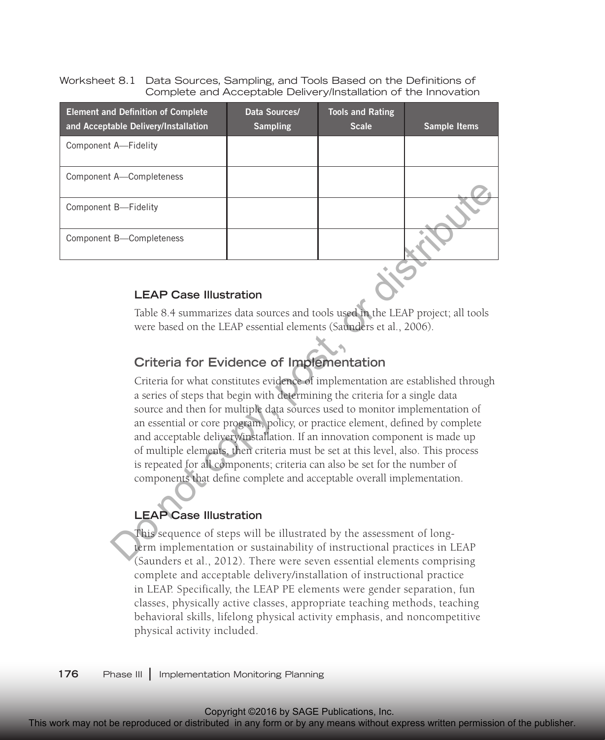Worksheet 8.1 Data Sources, Sampling, and Tools Based on the Definitions of Complete and Acceptable Delivery/Installation of the Innovation

| Element and Definition of Complete and Acceptable Delivery/Installation | Data Sources/ Sampling | Tools and Rating Scale | Sample Items |
|---|---|---|---|
| Component A—Fidelity | | | |
| Component A—Completeness | | | |
| Component B—Fidelity | | | |
| Component B—Completeness | | | |

### LEAP Case Illustration

Table 8.4 summarizes data sources and tools used in the LEAP project; all tools were based on the LEAP essential elements (Saunders et al., 2006).

## Criteria for Evidence of Implementation

Criteria for what constitutes evidence of implementation are established through a series of steps that begin with determining the criteria for a single data source and then for multiple data sources used to monitor implementation of an essential or core program, policy, or practice element, defined by complete and acceptable delivery/installation. If an innovation component is made up of multiple elements, then criteria must be set at this level, also. This process is repeated for all components; criteria can also be set for the number of components that define complete and acceptable overall implementation.

### LEAP Case Illustration

This sequence of steps will be illustrated by the assessment of long-term implementation or sustainability of instructional practices in LEAP (Saunders et al., 2012). There were seven essential elements comprising complete and acceptable delivery/installation of instructional practice in LEAP. Specifically, the LEAP PE elements were gender separation, fun classes, physically active classes, appropriate teaching methods, teaching behavioral skills, lifelong physical activity emphasis, and noncompetitive physical activity included.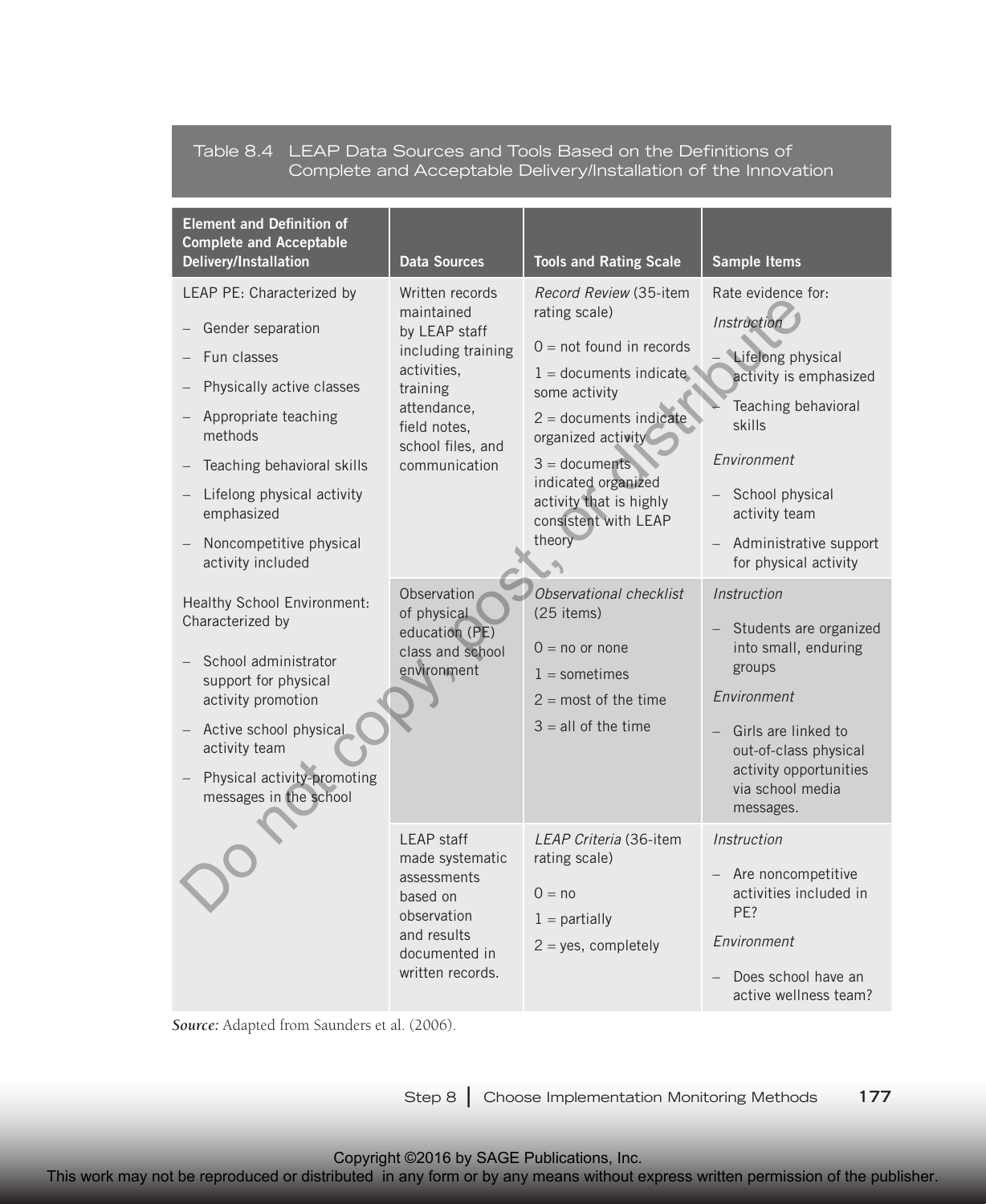Table 8.4 LEAP Data Sources and Tools Based on the Definitions of Complete and Acceptable Delivery/Installation of the Innovation

| Element and Definition of Complete and Acceptable Delivery/Installation | Data Sources | Tools and Rating Scale | Sample Items |
|---|---|---|---|
| LEAP PE: Characterized by<br>– Gender separation<br>– Fun classes<br>– Physically active classes<br>– Appropriate teaching methods<br>– Teaching behavioral skills<br>– Lifelong physical activity emphasized<br>– Noncompetitive physical activity included | Written records maintained by LEAP staff including training activities, training attendance, field notes, school files, and communication | *Record Review* (35-item rating scale)<br>0 = not found in records<br>1 = documents indicate some activity<br>2 = documents indicate organized activity<br>3 = documents indicated organized activity that is highly consistent with LEAP theory | Rate evidence for:<br>*Instruction*<br>– Lifelong physical activity is emphasized<br>– Teaching behavioral skills<br>*Environment*<br>– School physical activity team<br>– Administrative support for physical activity |
| Healthy School Environment: Characterized by<br>– School administrator support for physical activity promotion<br>– Active school physical activity team<br>– Physical activity-promoting messages in the school | Observation of physical education (PE) class and school environment | *Observational checklist* (25 items)<br>0 = no or none<br>1 = sometimes<br>2 = most of the time<br>3 = all of the time | *Instruction*<br>– Students are organized into small, enduring groups<br>*Environment*<br>– Girls are linked to out-of-class physical activity opportunities via school media messages. |
| | LEAP staff made systematic assessments based on observation and results documented in written records. | *LEAP Criteria* (36-item rating scale)<br>0 = no<br>1 = partially<br>2 = yes, completely | *Instruction*<br>– Are noncompetitive activities included in PE?<br>*Environment*<br>– Does school have an active wellness team? |

***Source:*** Adapted from Saunders et al. (2006).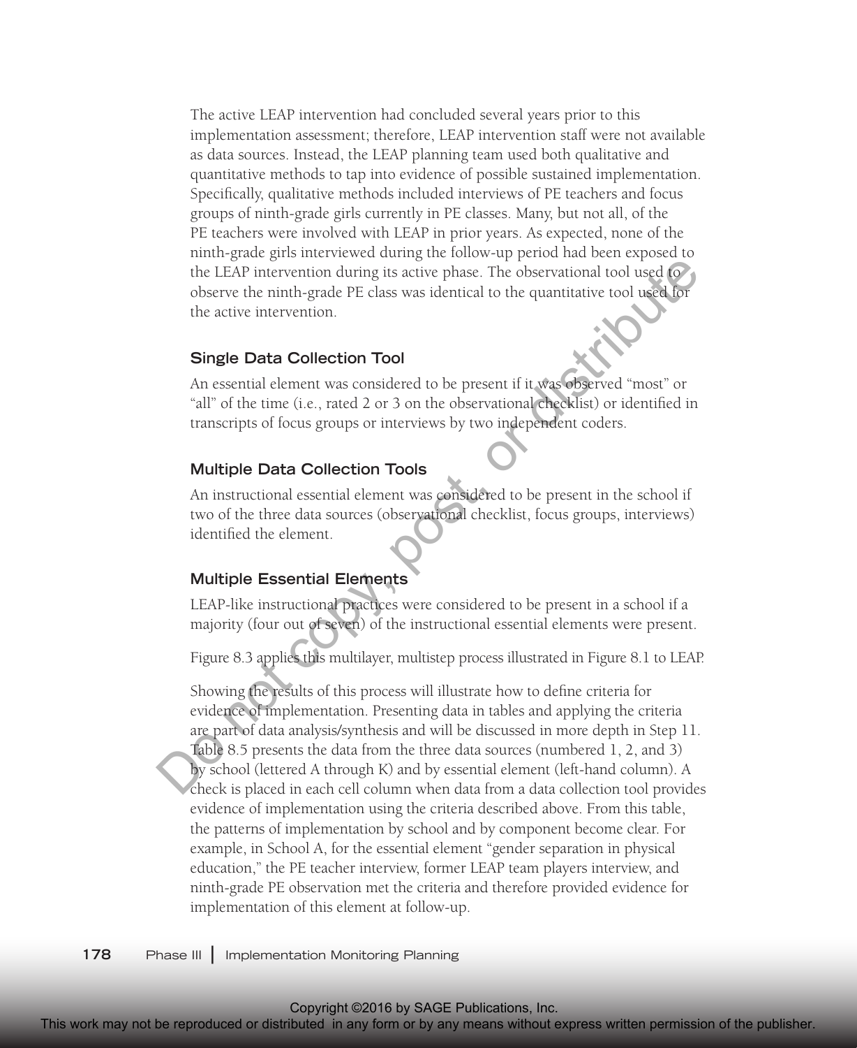The active LEAP intervention had concluded several years prior to this implementation assessment; therefore, LEAP intervention staff were not available as data sources. Instead, the LEAP planning team used both qualitative and quantitative methods to tap into evidence of possible sustained implementation. Specifically, qualitative methods included interviews of PE teachers and focus groups of ninth-grade girls currently in PE classes. Many, but not all, of the PE teachers were involved with LEAP in prior years. As expected, none of the ninth-grade girls interviewed during the follow-up period had been exposed to the LEAP intervention during its active phase. The observational tool used to observe the ninth-grade PE class was identical to the quantitative tool used for the active intervention.

### Single Data Collection Tool

An essential element was considered to be present if it was observed "most" or "all" of the time (i.e., rated 2 or 3 on the observational checklist) or identified in transcripts of focus groups or interviews by two independent coders.

### Multiple Data Collection Tools

An instructional essential element was considered to be present in the school if two of the three data sources (observational checklist, focus groups, interviews) identified the element.

### Multiple Essential Elements

LEAP-like instructional practices were considered to be present in a school if a majority (four out of seven) of the instructional essential elements were present.

Figure 8.3 applies this multilayer, multistep process illustrated in Figure 8.1 to LEAP.

Showing the results of this process will illustrate how to define criteria for evidence of implementation. Presenting data in tables and applying the criteria are part of data analysis/synthesis and will be discussed in more depth in Step 11. Table 8.5 presents the data from the three data sources (numbered 1, 2, and 3) by school (lettered A through K) and by essential element (left-hand column). A check is placed in each cell column when data from a data collection tool provides evidence of implementation using the criteria described above. From this table, the patterns of implementation by school and by component become clear. For example, in School A, for the essential element "gender separation in physical education," the PE teacher interview, former LEAP team players interview, and ninth-grade PE observation met the criteria and therefore provided evidence for implementation of this element at follow-up.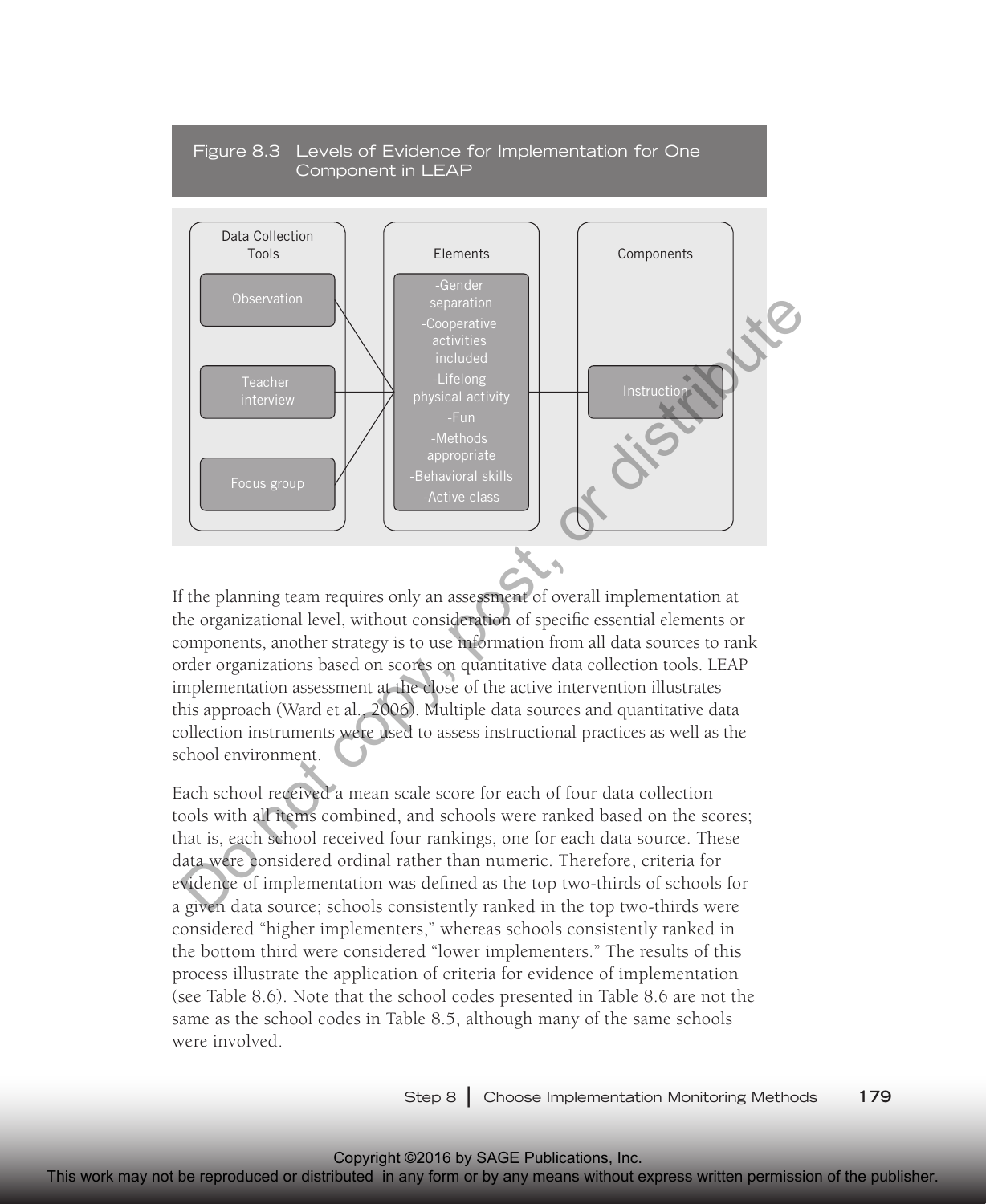Figure 8.3 Levels of Evidence for Implementation for One Component in LEAP

| Data Collection Tools | Elements | Components |
|---|---|---|
| Observation | -Gender separation | |
| Teacher interview | -Cooperative activities included | Instruction |
| Focus group | -Lifelong physical activity | |
| | -Fun | |
| | -Methods appropriate | |
| | -Behavioral skills | |
| | -Active class | |

If the planning team requires only an assessment of overall implementation at the organizational level, without consideration of specific essential elements or components, another strategy is to use information from all data sources to rank order organizations based on scores on quantitative data collection tools. LEAP implementation assessment at the close of the active intervention illustrates this approach (Ward et al., 2006). Multiple data sources and quantitative data collection instruments were used to assess instructional practices as well as the school environment.

Each school received a mean scale score for each of four data collection tools with all items combined, and schools were ranked based on the scores; that is, each school received four rankings, one for each data source. These data were considered ordinal rather than numeric. Therefore, criteria for evidence of implementation was defined as the top two-thirds of schools for a given data source; schools consistently ranked in the top two-thirds were considered "higher implementers," whereas schools consistently ranked in the bottom third were considered "lower implementers." The results of this process illustrate the application of criteria for evidence of implementation (see Table 8.6). Note that the school codes presented in Table 8.6 are not the same as the school codes in Table 8.5, although many of the same schools were involved.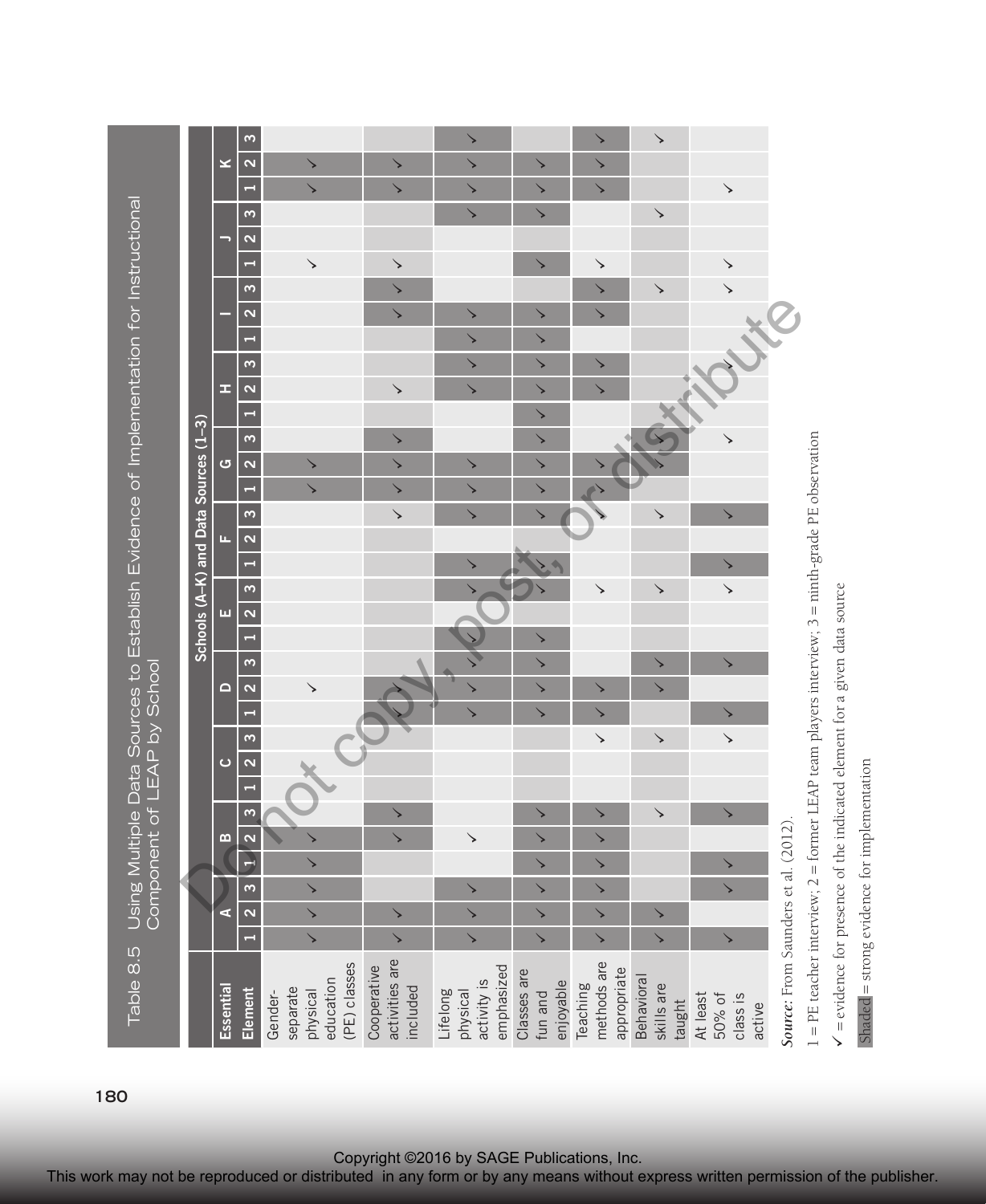Table 8.5 Using Multiple Data Sources to Establish Evidence of Implementation for Instructional Component of LEAP by School

| Essential Element | Schools (A–K) and Data Sources (1–3) | | | | | | | | | | | | | | | | | | | | | | | | | | | | | | | | |
|---|---|---|---|---|---|---|---|---|---|---|---|---|---|---|---|---|---|---|---|---|---|---|---|---|---|---|---|---|---|---|---|---|---|
| | A | | | B | | | C | | | D | | | E | | | F | | | G | | | H | | | I | | | J | | | K | | |
| | 1 | 2 | 3 | 1 | 2 | 3 | 1 | 2 | 3 | 1 | 2 | 3 | 1 | 2 | 3 | 1 | 2 | 3 | 1 | 2 | 3 | 1 | 2 | 3 | 1 | 2 | 3 | 1 | 2 | 3 | 1 | 2 | 3 |
| Gender-separate physical education (PE) classes | ✓ | ✓ | ✓ | ✓ | ✓ | | | | | | ✓ | | | | | | | | ✓ | ✓ | | | | | | | | ✓ | | | ✓ | ✓ | |
| Cooperative activities are included | ✓ | ✓ | | | ✓ | ✓ | | | | | ✓ | | | | | | | ✓ | ✓ | ✓ | ✓ | | ✓ | | | ✓ | ✓ | ✓ | | | ✓ | ✓ | |
| Lifelong physical activity is emphasized | ✓ | ✓ | ✓ | | ✓ | | | | | ✓ | ✓ | ✓ | ✓ | | ✓ | ✓ | | ✓ | ✓ | ✓ | | | ✓ | ✓ | ✓ | ✓ | | | | ✓ | ✓ | ✓ | ✓ |
| Classes are fun and enjoyable | ✓ | ✓ | ✓ | ✓ | ✓ | ✓ | | | | ✓ | ✓ | ✓ | ✓ | | ✓ | ✓ | | ✓ | ✓ | ✓ | ✓ | ✓ | ✓ | ✓ | ✓ | ✓ | | ✓ | | ✓ | ✓ | ✓ | |
| Teaching methods are appropriate | ✓ | ✓ | ✓ | ✓ | ✓ | ✓ | | | ✓ | ✓ | ✓ | | | | ✓ | | | ✓ | ✓ | ✓ | | | ✓ | ✓ | | ✓ | ✓ | ✓ | | | ✓ | ✓ | ✓ |
| Behavioral skills are taught | ✓ | ✓ | | | | ✓ | | | ✓ | | ✓ | ✓ | | | ✓ | | | ✓ | | ✓ | ✓ | | | | | | ✓ | | | ✓ | | | ✓ |
| At least 50% of class is active | ✓ | | ✓ | ✓ | | ✓ | | | ✓ | ✓ | | ✓ | | | ✓ | ✓ | | ✓ | | | ✓ | | | ✓ | | | ✓ | ✓ | | | ✓ | | |

*Source:* From Saunders et al. (2012).

1 = PE teacher interview; 2 = former LEAP team players interview; 3 = ninth-grade PE observation

✓ = evidence for presence of the indicated element for a given data source

Shaded = strong evidence for implementation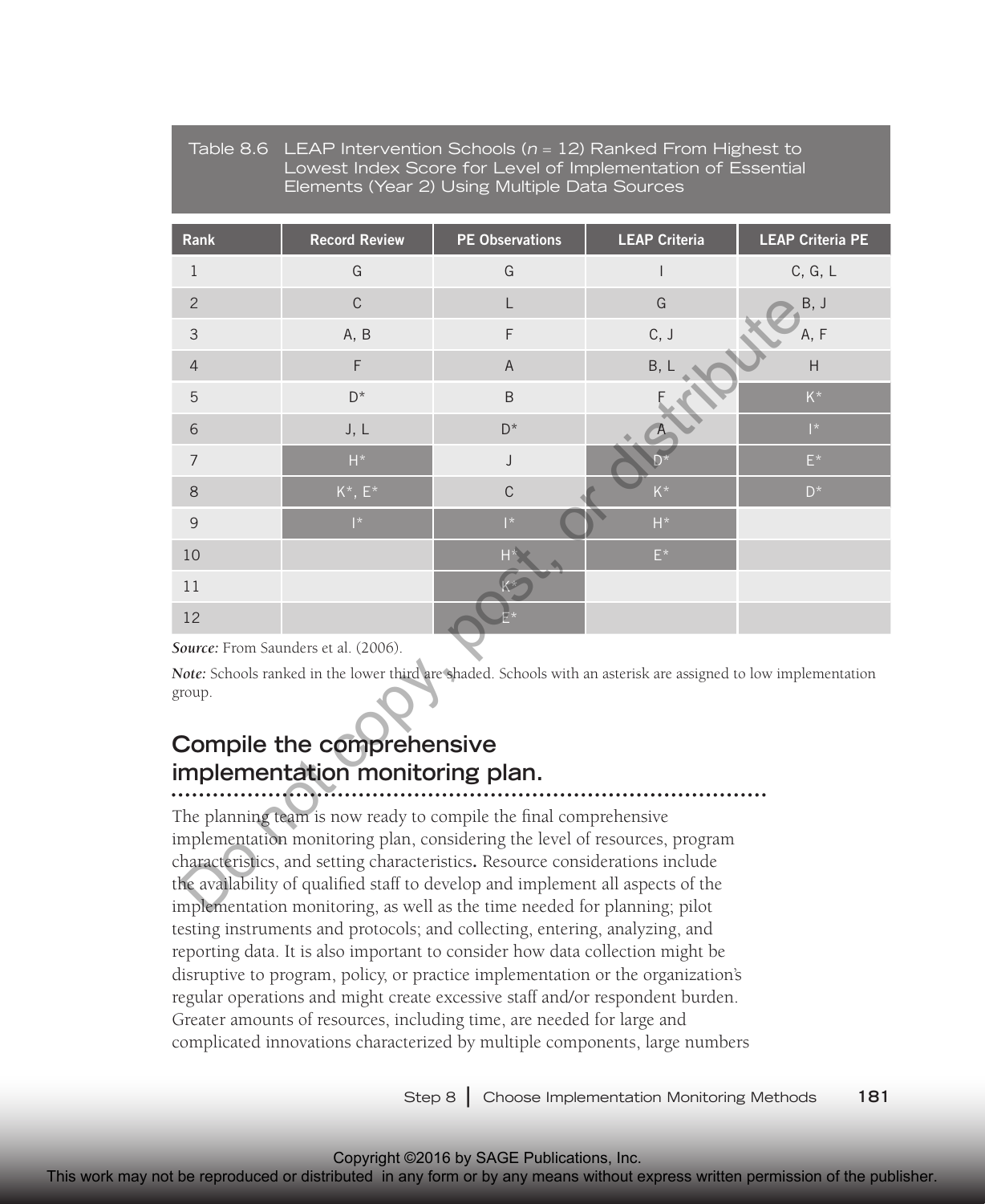Table 8.6 LEAP Intervention Schools ($n$ = 12) Ranked From Highest to Lowest Index Score for Level of Implementation of Essential Elements (Year 2) Using Multiple Data Sources

| Rank | Record Review | PE Observations | LEAP Criteria | LEAP Criteria PE |
|---|---|---|---|---|
| 1 | G | G | I | C, G, L |
| 2 | C | L | G | B, J |
| 3 | A, B | F | C, J | A, F |
| 4 | F | A | B, L | H |
| 5 | D* | B | F | K* |
| 6 | J, L | D* | A | I* |
| 7 | H* | J | D* | E* |
| 8 | K*, E* | C | K* | D* |
| 9 | I* | I* | H* | |
| 10 | | H* | E* | |
| 11 | | K* | | |
| 12 | | E* | | |

***Source:*** From Saunders et al. (2006).

***Note:*** Schools ranked in the lower third are shaded. Schools with an asterisk are assigned to low implementation group.

## Compile the comprehensive implementation monitoring plan.

The planning team is now ready to compile the final comprehensive implementation monitoring plan, considering the level of resources, program characteristics, and setting characteristics**.** Resource considerations include the availability of qualified staff to develop and implement all aspects of the implementation monitoring, as well as the time needed for planning; pilot testing instruments and protocols; and collecting, entering, analyzing, and reporting data. It is also important to consider how data collection might be disruptive to program, policy, or practice implementation or the organization's regular operations and might create excessive staff and/or respondent burden. Greater amounts of resources, including time, are needed for large and complicated innovations characterized by multiple components, large numbers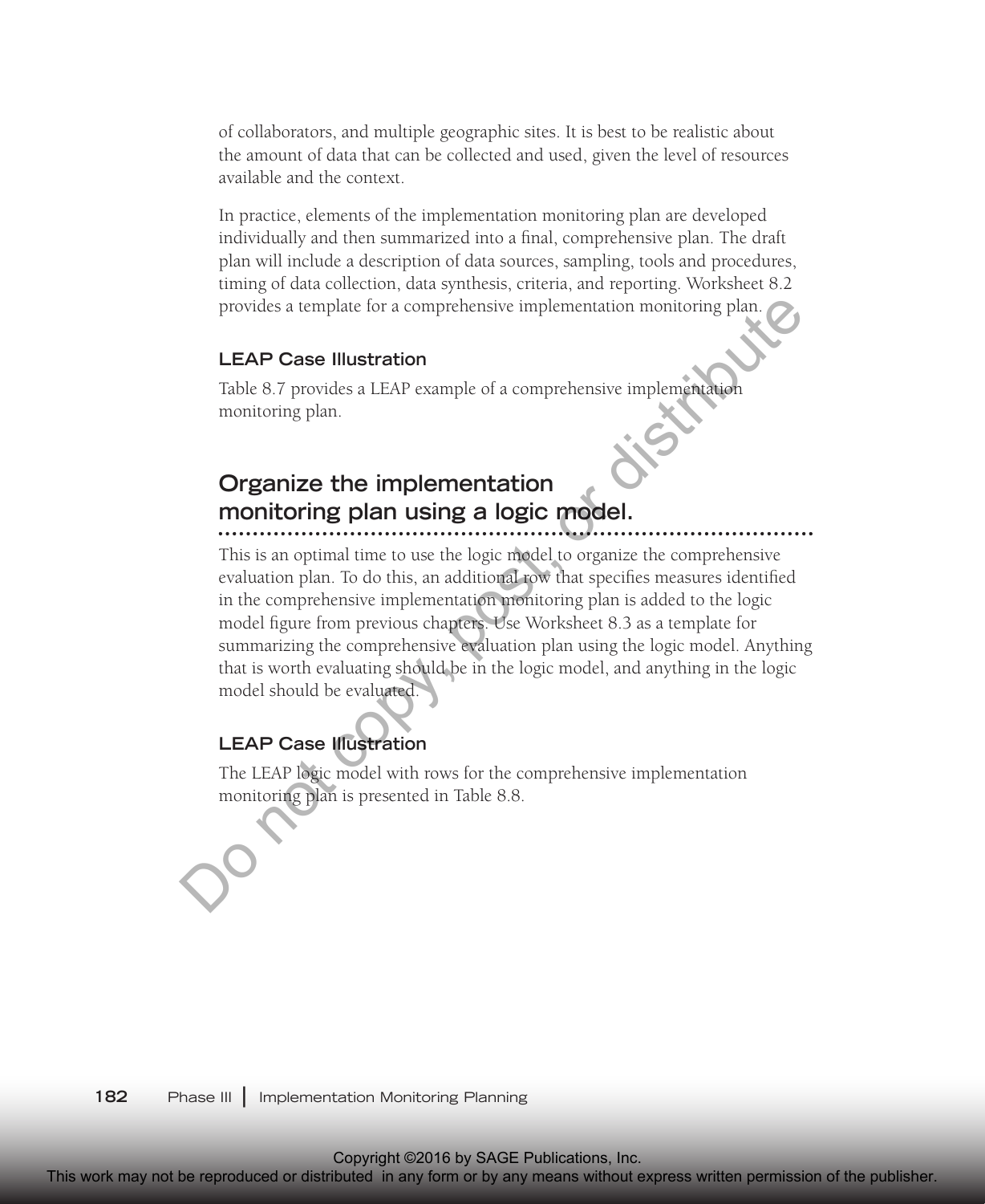of collaborators, and multiple geographic sites. It is best to be realistic about the amount of data that can be collected and used, given the level of resources available and the context.

In practice, elements of the implementation monitoring plan are developed individually and then summarized into a final, comprehensive plan. The draft plan will include a description of data sources, sampling, tools and procedures, timing of data collection, data synthesis, criteria, and reporting. Worksheet 8.2 provides a template for a comprehensive implementation monitoring plan.

### LEAP Case Illustration

Table 8.7 provides a LEAP example of a comprehensive implementation monitoring plan.

## Organize the implementation monitoring plan using a logic model.

This is an optimal time to use the logic model to organize the comprehensive evaluation plan. To do this, an additional row that specifies measures identified in the comprehensive implementation monitoring plan is added to the logic model figure from previous chapters. Use Worksheet 8.3 as a template for summarizing the comprehensive evaluation plan using the logic model. Anything that is worth evaluating should be in the logic model, and anything in the logic model should be evaluated.

### LEAP Case Illustration

The LEAP logic model with rows for the comprehensive implementation monitoring plan is presented in Table 8.8.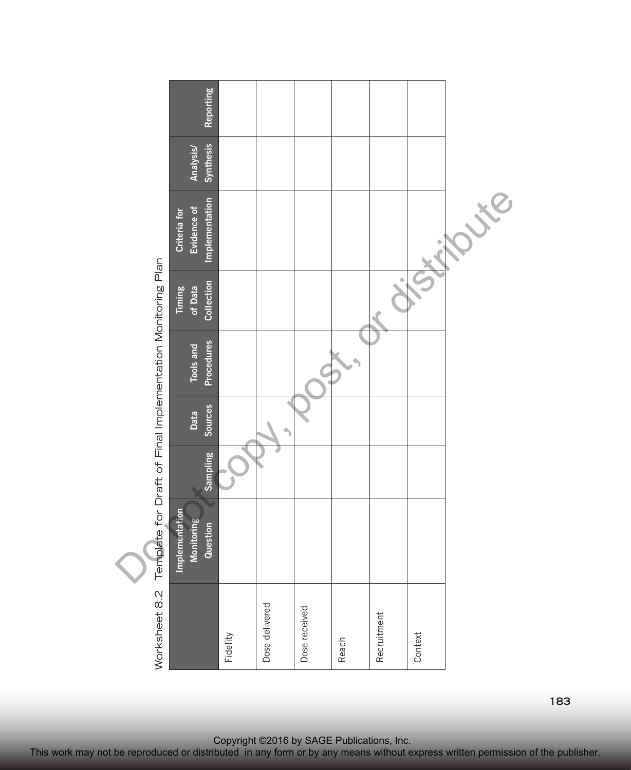Worksheet 8.2 Template for Draft of Final Implementation Monitoring Plan

| | Implementation Monitoring Question | Sampling | Data Sources | Tools and Procedures | Timing of Data Collection | Criteria for Evidence of Implementation | Analysis/ Synthesis | Reporting |
|---|---|---|---|---|---|---|---|---|
| Fidelity | | | | | | | | |
| Dose delivered | | | | | | | | |
| Dose received | | | | | | | | |
| Reach | | | | | | | | |
| Recruitment | | | | | | | | |
| Context | | | | | | | | |

Copyright ©2016 by SAGE Publications, Inc.
This work may not be reproduced or distributed in any form or by any means without express written permission of the publisher.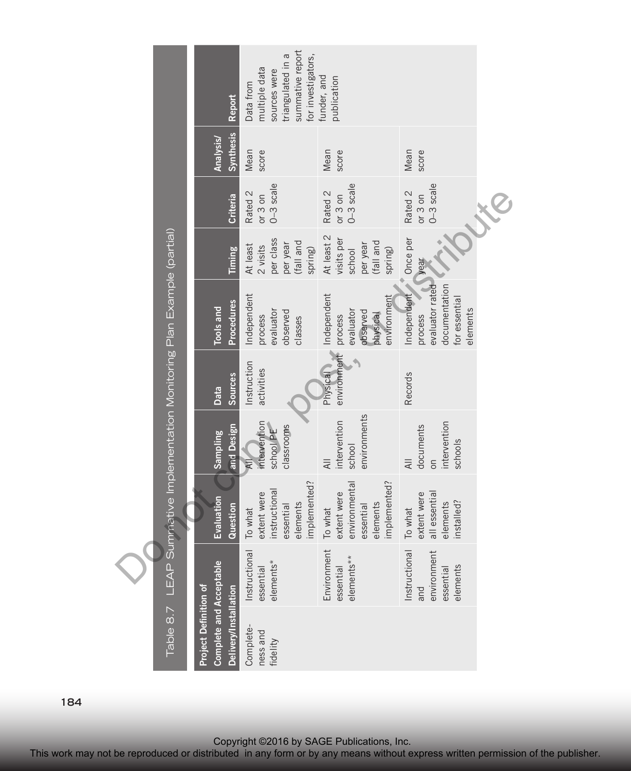Table 8.7 LEAP Summative Implementation Monitoring Plan Example (partial)

| Project Definition of Complete and Acceptable Delivery/Installation | | Evaluation Question | Sampling and Design | Data Sources | Tools and Procedures | Timing | Criteria | Analysis/ Synthesis | Report |
|---|---|---|---|---|---|---|---|---|---|
| Completeness and fidelity | Instructional essential elements* | To what extent were instructional essential elements implemented? | All intervention school PE classrooms | Instruction activities | Independent process evaluator observed classes | At least 2 visits per class per year (fall and spring) | Rated 2 or 3 on 0–3 scale | Mean score | Data from multiple data sources were triangulated in a summative report for investigators, funder, and publication |
| | Environment essential elements** | To what extent were environmental essential elements implemented? | All intervention school environments | Physical environment | Independent process evaluator observed physical environment | At least 2 visits per school per year (fall and spring) | Rated 2 or 3 on 0–3 scale | Mean score | |
| | Instructional and environment essential elements | To what extent were all essential elements installed? | All documents on intervention schools | Records | Independent process evaluator rated documentation for essential elements | Once per year | Rated 2 or 3 on 0–3 scale | Mean score | |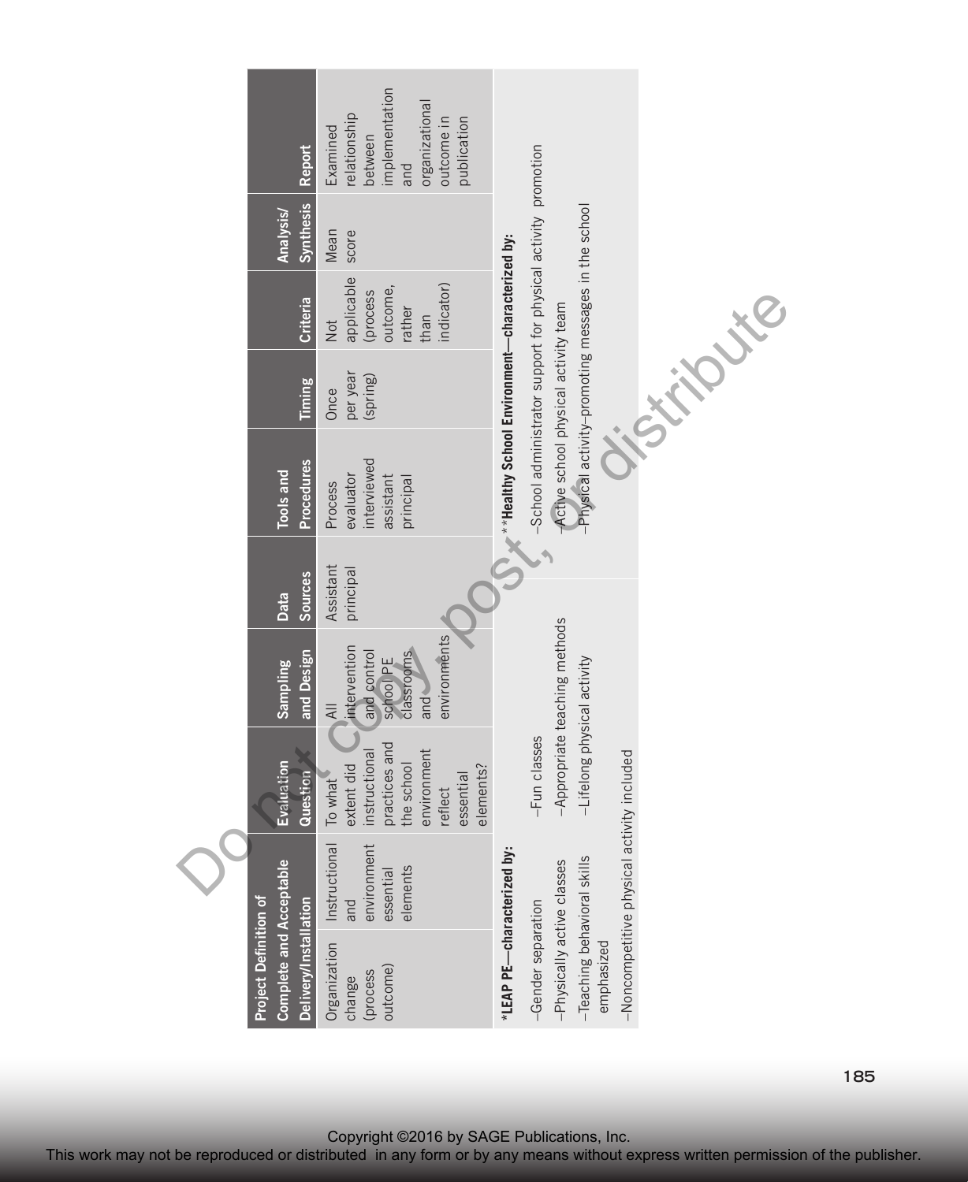| Project Definition of Complete and Acceptable Delivery/Installation | | Evaluation Question | Sampling and Design | Data Sources | Tools and Procedures | Timing | Criteria | Analysis/ Synthesis | Report |
|---|---|---|---|---|---|---|---|---|---|
| Organization change (process outcome) | Instructional and environment essential elements | To what extent did instructional practices and the school environment reflect essential elements? | All intervention and control school PE classrooms and environments | Assistant principal | Process evaluator interviewed assistant principal | Once per year (spring) | Not applicable (process outcome, rather than indicator) | Mean score | Examined relationship between implementation and organizational outcome in publication |

*LEAP PE—characterized by:

- –Gender separation
- –Physically active classes
- –Teaching behavioral skills emphasized
- –Noncompetitive physical activity included
- –Fun classes
- –Appropriate teaching methods
- –Lifelong physical activity

**Healthy School Environment—characterized by:

- –School administrator support for physical activity promotion
- –Active school physical activity team
- –Physical activity–promoting messages in the school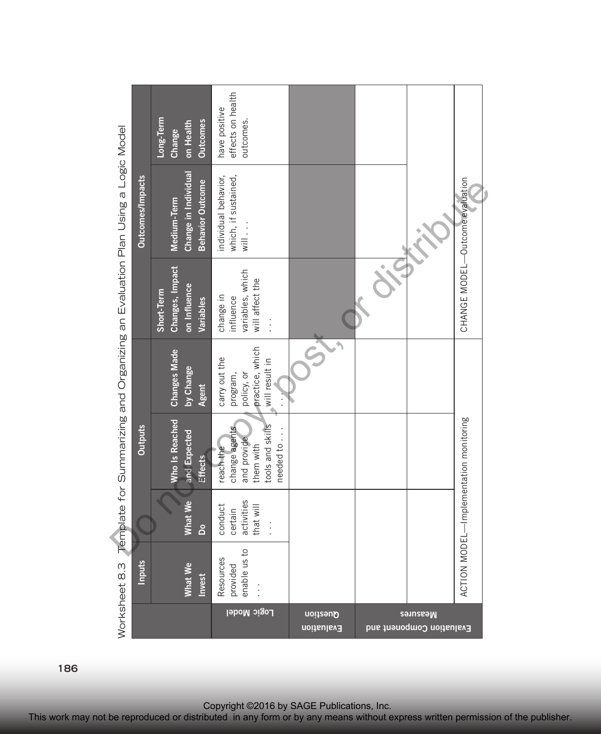Worksheet 8.3 Template for Summarizing and Organizing an Evaluation Plan Using a Logic Model

| | Inputs | Outputs | | | Outcomes/Impacts | | |
|---|---|---|---|---|---|---|---|
| | **What We Invest** | **What We Do** | **Who Is Reached and Expected Effects** | **Changes Made by Change Agent** | **Short-Term Changes, Impact on Influence Variables** | **Medium-Term Change in Individual Behavior Outcome** | **Long-Term Change on Health Outcomes** |
| **Logic Model** | Resources provided enable us to . . . | conduct certain activities that will . . . | reach the change agents and provide them with tools and skills needed to . . . | carry out the program, policy, or practice, which will result in . . . | change in influence variables, which will affect the . . . | individual behavior, which, if sustained, will . . . | have positive effects on health outcomes. |
| **Evaluation Question** | | | | | | | |
| **Evaluation Component and Measures** | | | | | | | |
| | | | | | | | |
| | ACTION MODEL—Implementation monitoring | | | | CHANGE MODEL—Outcome evaluation | | |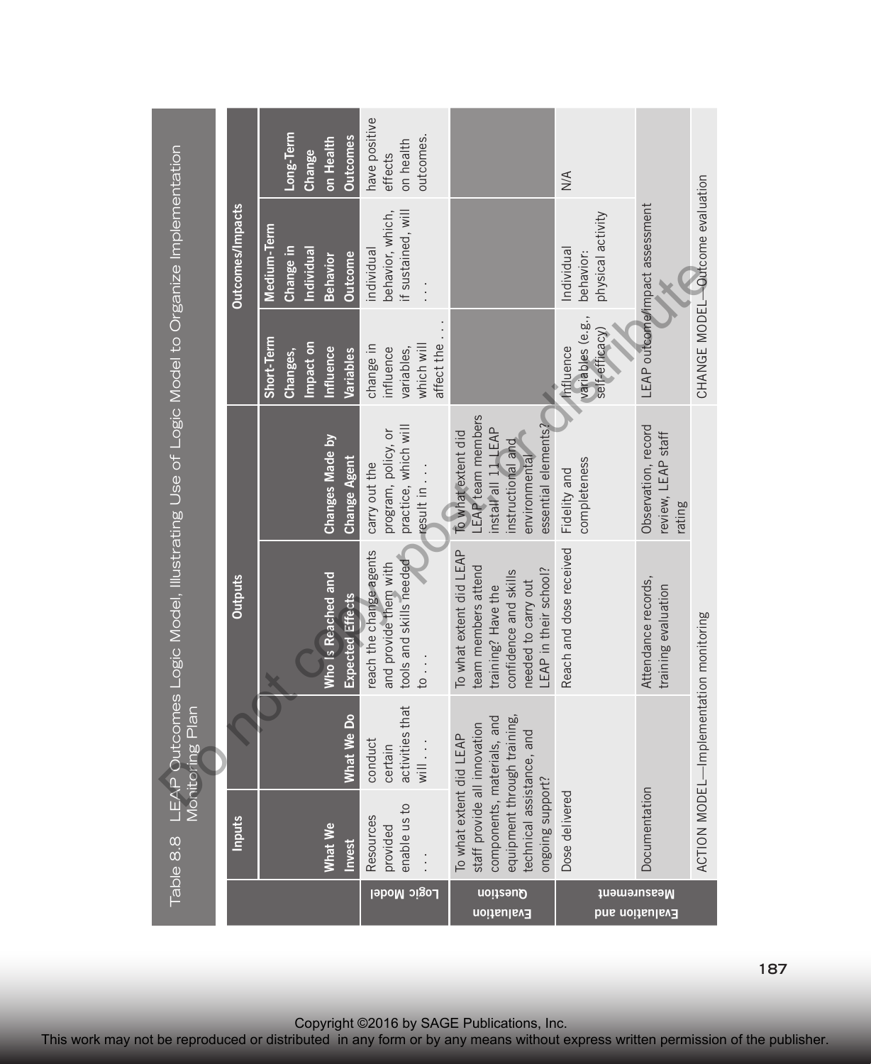Table 8.8 LEAP Outcomes Logic Model, Illustrating Use of Logic Model to Organize Implementation Monitoring Plan

| | Inputs | Outputs | | | Outcomes/Impacts | | |
|---|---|---|---|---|---|---|---|
| | **What We Invest** | **What We Do** | **Who Is Reached and Expected Effects** | **Changes Made by Change Agent** | **Short-Term Changes, Impact on Influence Variables** | **Medium-Term Change in Individual Behavior Outcome** | **Long-Term Change on Health Outcomes** |
| **Logic Model** | Resources provided enable us to . . . | conduct certain activities that will . . . | reach the change agents and provide them with tools and skills needed to . . . | carry out the program, policy, or practice, which will result in . . . | change in influence variables, which will affect the . . . | individual behavior, which, if sustained, will . . . | have positive effects on health outcomes. |
| **Evaluation Question** | To what extent did LEAP staff provide all innovation components, materials, and equipment through training, technical assistance, and ongoing support? | | To what extent did LEAP team members attend training? Have the confidence and skills needed to carry out LEAP in their school? | To what extent did LEAP team members install all 11 LEAP instructional and environmental essential elements? | | | |
| **Evaluation and Measurement** | Dose delivered | | Reach and dose received | Fidelity and completeness | Influence variables (e.g., self-efficacy) | Individual behavior: physical activity | N/A |
| | Documentation | | Attendance records, training evaluation | Observation, record review, LEAP staff rating | LEAP outcome/impact assessment | | |
| | ACTION MODEL—Implementation monitoring | | | | CHANGE MODEL—Outcome evaluation | | |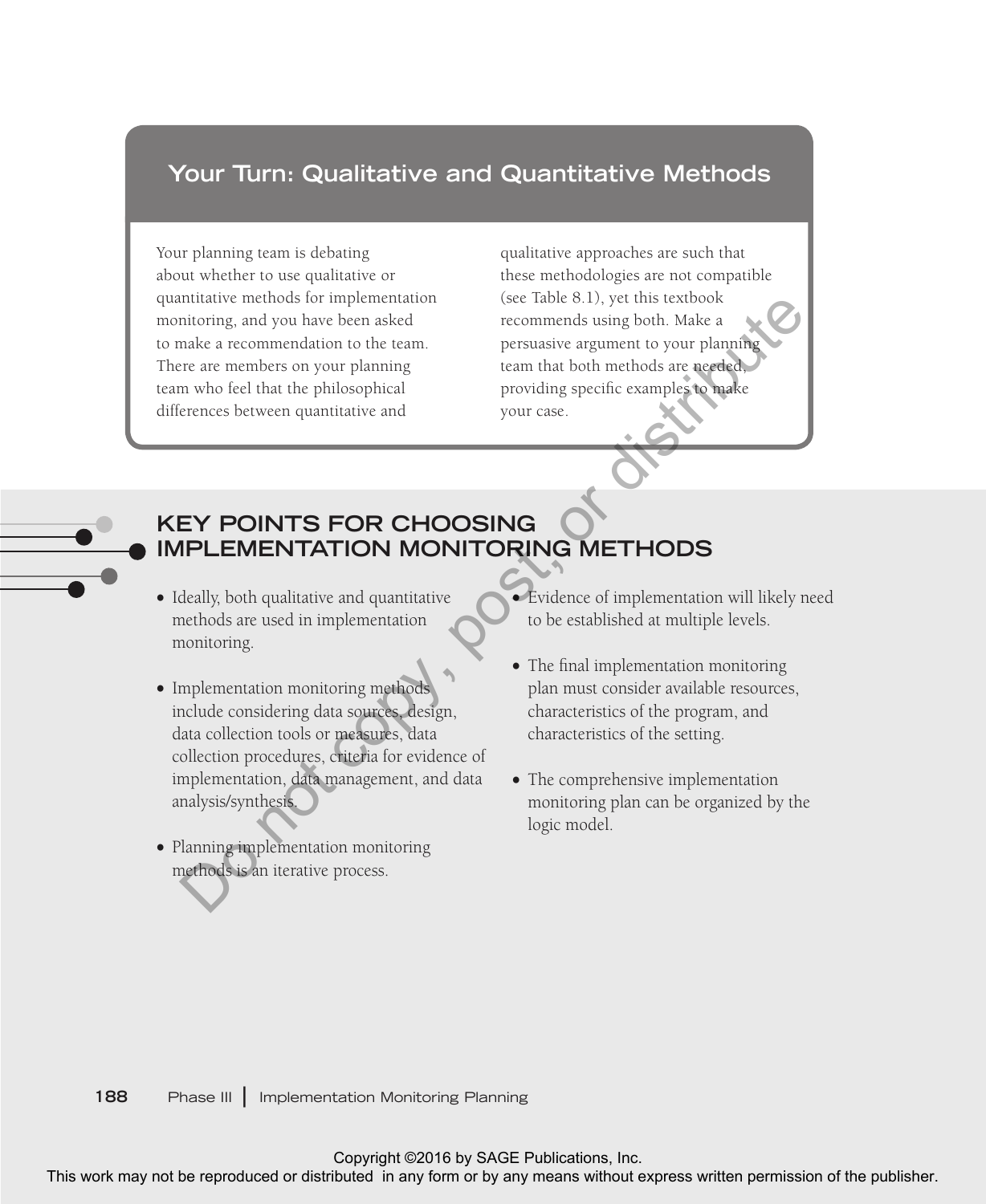## Your Turn: Qualitative and Quantitative Methods

Your planning team is debating about whether to use qualitative or quantitative methods for implementation monitoring, and you have been asked to make a recommendation to the team. There are members on your planning team who feel that the philosophical differences between quantitative and qualitative approaches are such that these methodologies are not compatible (see Table 8.1), yet this textbook recommends using both. Make a persuasive argument to your planning team that both methods are needed, providing specific examples to make your case.

## KEY POINTS FOR CHOOSING IMPLEMENTATION MONITORING METHODS

- Ideally, both qualitative and quantitative methods are used in implementation monitoring.
- Implementation monitoring methods include considering data sources, design, data collection tools or measures, data collection procedures, criteria for evidence of implementation, data management, and data analysis/synthesis.
- Planning implementation monitoring methods is an iterative process.
- Evidence of implementation will likely need to be established at multiple levels.
- The final implementation monitoring plan must consider available resources, characteristics of the program, and characteristics of the setting.
- The comprehensive implementation monitoring plan can be organized by the logic model.